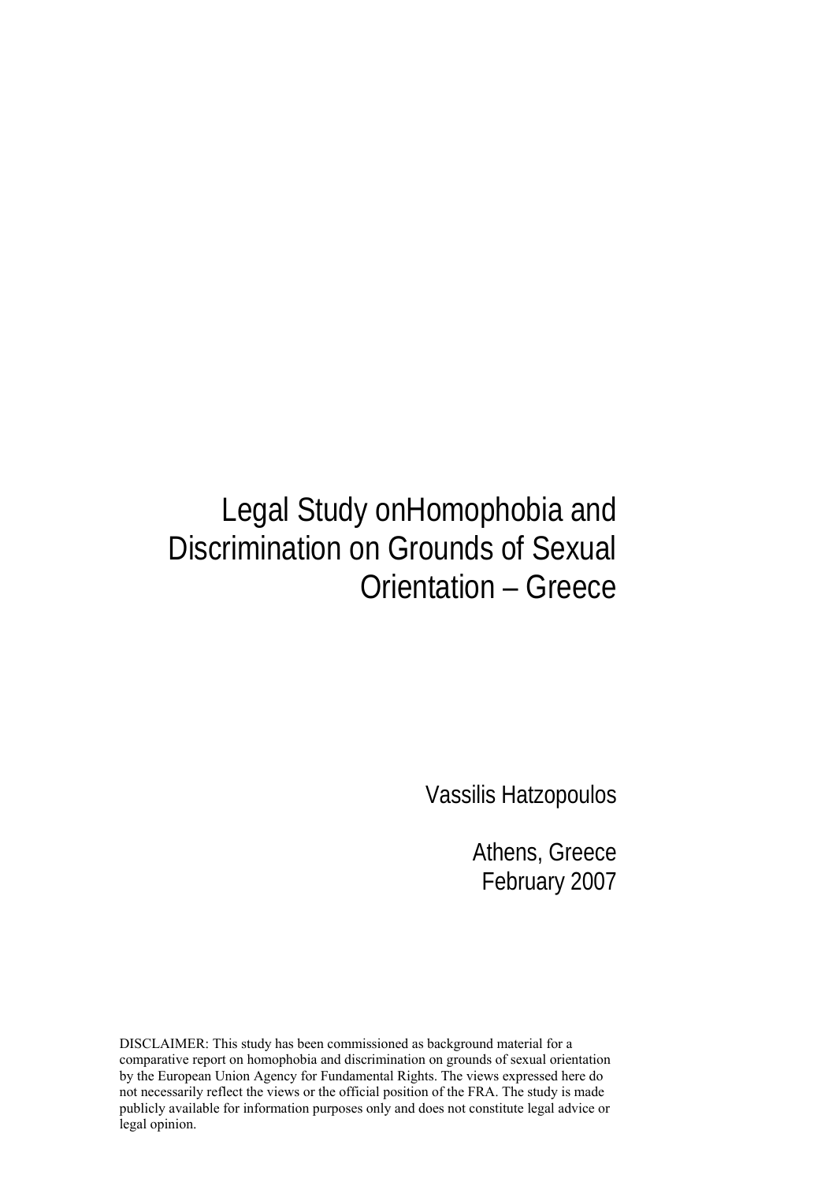# Legal Study onHomophobia and Discrimination on Grounds of Sexual Orientation – Greece

Vassilis Hatzopoulos

Athens, Greece
February 2007

DISCLAIMER: This study has been commissioned as background material for a comparative report on homophobia and discrimination on grounds of sexual orientation by the European Union Agency for Fundamental Rights. The views expressed here do not necessarily reflect the views or the official position of the FRA. The study is made publicly available for information purposes only and does not constitute legal advice or legal opinion.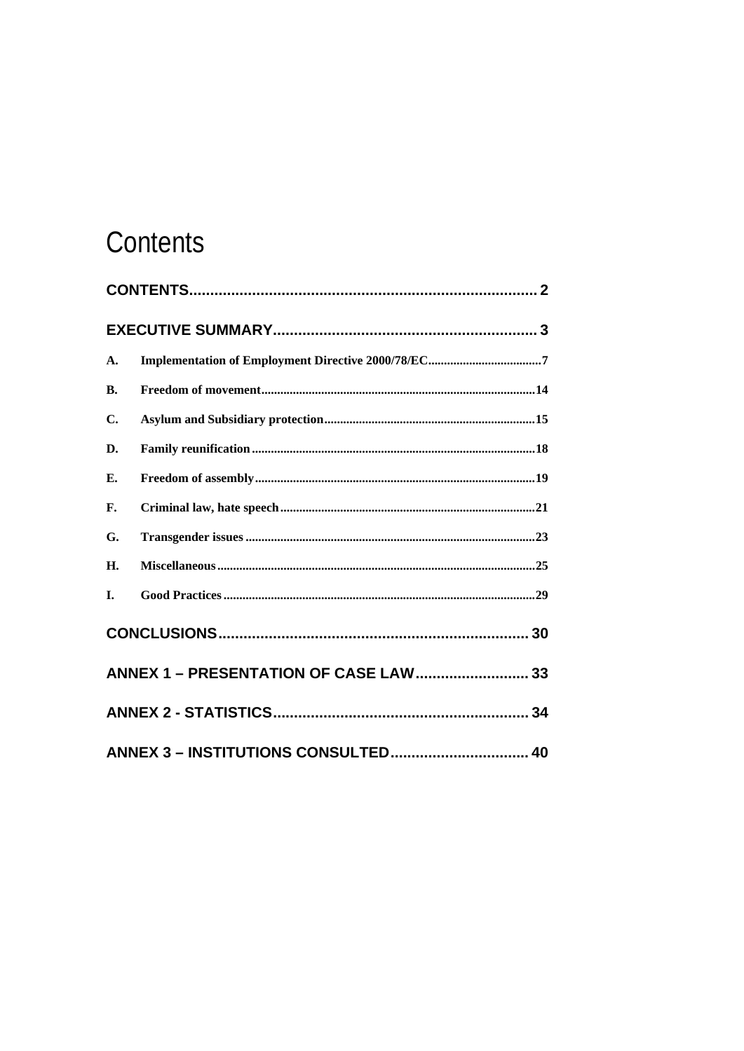# Contents

CONTENTS .................................................................................. 2

EXECUTIVE SUMMARY .............................................................. 3

- **A.** Implementation of Employment Directive 2000/78/EC ...................................7
- **B.** Freedom of movement .......................................................................................14
- **C.** Asylum and Subsidiary protection ...................................................................15
- **D.** Family reunification ..........................................................................................18
- **E.** Freedom of assembly .........................................................................................19
- **F.** Criminal law, hate speech .................................................................................21
- **G.** Transgender issues ............................................................................................23
- **H.** Miscellaneous .....................................................................................................25
- **I.** Good Practices ...................................................................................................29

CONCLUSIONS .......................................................................... 30

ANNEX 1 – PRESENTATION OF CASE LAW ........................... 33

ANNEX 2 - STATISTICS ............................................................. 34

ANNEX 3 – INSTITUTIONS CONSULTED ................................. 40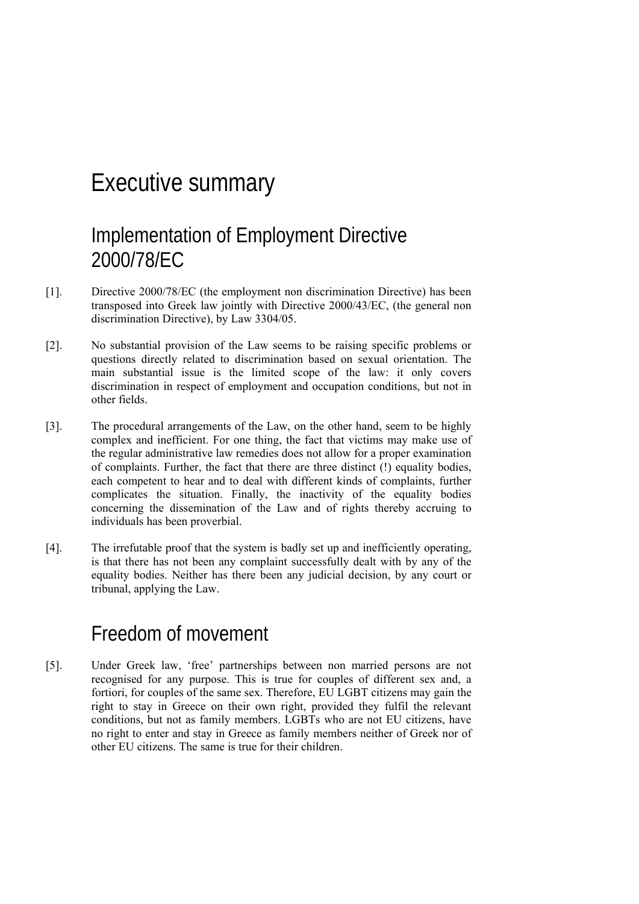# Executive summary

## Implementation of Employment Directive 2000/78/EC

[1]. Directive 2000/78/EC (the employment non discrimination Directive) has been transposed into Greek law jointly with Directive 2000/43/EC, (the general non discrimination Directive), by Law 3304/05.

[2]. No substantial provision of the Law seems to be raising specific problems or questions directly related to discrimination based on sexual orientation. The main substantial issue is the limited scope of the law: it only covers discrimination in respect of employment and occupation conditions, but not in other fields.

[3]. The procedural arrangements of the Law, on the other hand, seem to be highly complex and inefficient. For one thing, the fact that victims may make use of the regular administrative law remedies does not allow for a proper examination of complaints. Further, the fact that there are three distinct (!) equality bodies, each competent to hear and to deal with different kinds of complaints, further complicates the situation. Finally, the inactivity of the equality bodies concerning the dissemination of the Law and of rights thereby accruing to individuals has been proverbial.

[4]. The irrefutable proof that the system is badly set up and inefficiently operating, is that there has not been any complaint successfully dealt with by any of the equality bodies. Neither has there been any judicial decision, by any court or tribunal, applying the Law.

## Freedom of movement

[5]. Under Greek law, 'free' partnerships between non married persons are not recognised for any purpose. This is true for couples of different sex and, a fortiori, for couples of the same sex. Therefore, EU LGBT citizens may gain the right to stay in Greece on their own right, provided they fulfil the relevant conditions, but not as family members. LGBTs who are not EU citizens, have no right to enter and stay in Greece as family members neither of Greek nor of other EU citizens. The same is true for their children.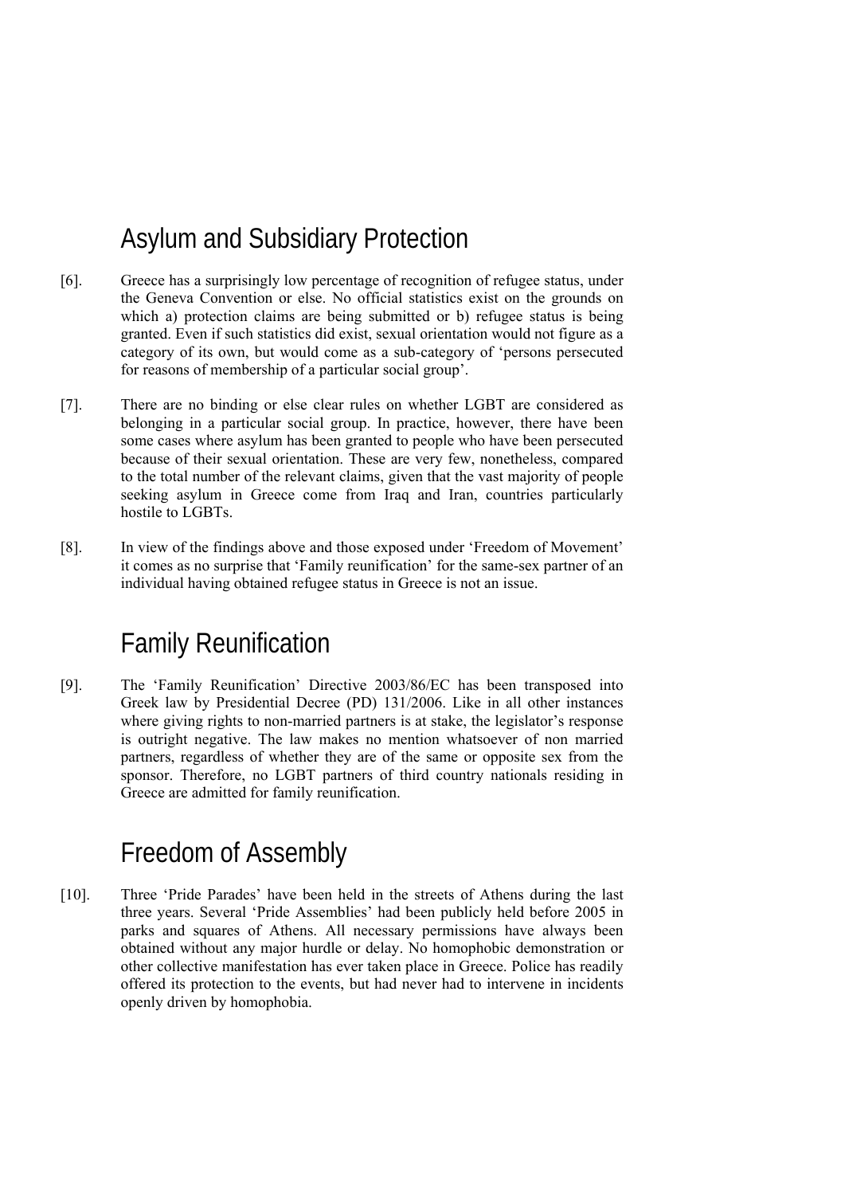## Asylum and Subsidiary Protection

[6]. Greece has a surprisingly low percentage of recognition of refugee status, under the Geneva Convention or else. No official statistics exist on the grounds on which a) protection claims are being submitted or b) refugee status is being granted. Even if such statistics did exist, sexual orientation would not figure as a category of its own, but would come as a sub-category of 'persons persecuted for reasons of membership of a particular social group'.

[7]. There are no binding or else clear rules on whether LGBT are considered as belonging in a particular social group. In practice, however, there have been some cases where asylum has been granted to people who have been persecuted because of their sexual orientation. These are very few, nonetheless, compared to the total number of the relevant claims, given that the vast majority of people seeking asylum in Greece come from Iraq and Iran, countries particularly hostile to LGBTs.

[8]. In view of the findings above and those exposed under 'Freedom of Movement' it comes as no surprise that 'Family reunification' for the same-sex partner of an individual having obtained refugee status in Greece is not an issue.

## Family Reunification

[9]. The 'Family Reunification' Directive 2003/86/EC has been transposed into Greek law by Presidential Decree (PD) 131/2006. Like in all other instances where giving rights to non-married partners is at stake, the legislator's response is outright negative. The law makes no mention whatsoever of non married partners, regardless of whether they are of the same or opposite sex from the sponsor. Therefore, no LGBT partners of third country nationals residing in Greece are admitted for family reunification.

## Freedom of Assembly

[10]. Three 'Pride Parades' have been held in the streets of Athens during the last three years. Several 'Pride Assemblies' had been publicly held before 2005 in parks and squares of Athens. All necessary permissions have always been obtained without any major hurdle or delay. No homophobic demonstration or other collective manifestation has ever taken place in Greece. Police has readily offered its protection to the events, but had never had to intervene in incidents openly driven by homophobia.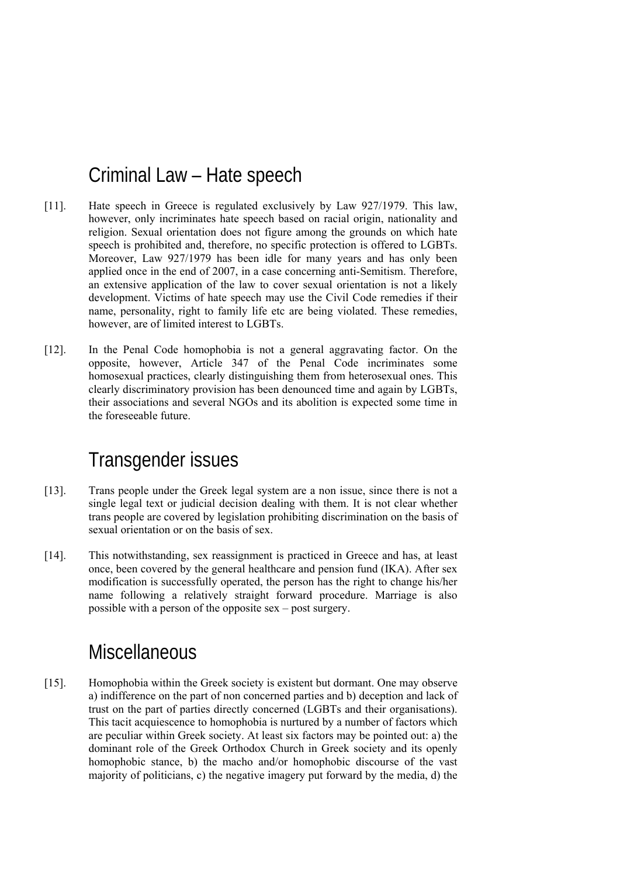## Criminal Law – Hate speech

[11]. Hate speech in Greece is regulated exclusively by Law 927/1979. This law, however, only incriminates hate speech based on racial origin, nationality and religion. Sexual orientation does not figure among the grounds on which hate speech is prohibited and, therefore, no specific protection is offered to LGBTs. Moreover, Law 927/1979 has been idle for many years and has only been applied once in the end of 2007, in a case concerning anti-Semitism. Therefore, an extensive application of the law to cover sexual orientation is not a likely development. Victims of hate speech may use the Civil Code remedies if their name, personality, right to family life etc are being violated. These remedies, however, are of limited interest to LGBTs.

[12]. In the Penal Code homophobia is not a general aggravating factor. On the opposite, however, Article 347 of the Penal Code incriminates some homosexual practices, clearly distinguishing them from heterosexual ones. This clearly discriminatory provision has been denounced time and again by LGBTs, their associations and several NGOs and its abolition is expected some time in the foreseeable future.

## Transgender issues

[13]. Trans people under the Greek legal system are a non issue, since there is not a single legal text or judicial decision dealing with them. It is not clear whether trans people are covered by legislation prohibiting discrimination on the basis of sexual orientation or on the basis of sex.

[14]. This notwithstanding, sex reassignment is practiced in Greece and has, at least once, been covered by the general healthcare and pension fund (IKA). After sex modification is successfully operated, the person has the right to change his/her name following a relatively straight forward procedure. Marriage is also possible with a person of the opposite sex – post surgery.

## Miscellaneous

[15]. Homophobia within the Greek society is existent but dormant. One may observe a) indifference on the part of non concerned parties and b) deception and lack of trust on the part of parties directly concerned (LGBTs and their organisations). This tacit acquiescence to homophobia is nurtured by a number of factors which are peculiar within Greek society. At least six factors may be pointed out: a) the dominant role of the Greek Orthodox Church in Greek society and its openly homophobic stance, b) the macho and/or homophobic discourse of the vast majority of politicians, c) the negative imagery put forward by the media, d) the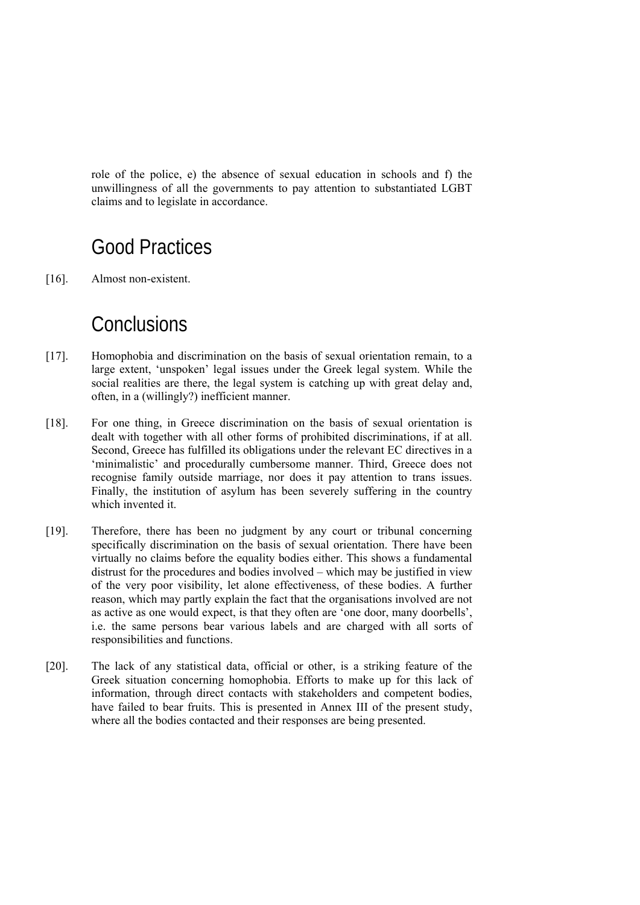role of the police, e) the absence of sexual education in schools and f) the unwillingness of all the governments to pay attention to substantiated LGBT claims and to legislate in accordance.

## Good Practices

[16]. Almost non-existent.

## Conclusions

[17]. Homophobia and discrimination on the basis of sexual orientation remain, to a large extent, 'unspoken' legal issues under the Greek legal system. While the social realities are there, the legal system is catching up with great delay and, often, in a (willingly?) inefficient manner.

[18]. For one thing, in Greece discrimination on the basis of sexual orientation is dealt with together with all other forms of prohibited discriminations, if at all. Second, Greece has fulfilled its obligations under the relevant EC directives in a 'minimalistic' and procedurally cumbersome manner. Third, Greece does not recognise family outside marriage, nor does it pay attention to trans issues. Finally, the institution of asylum has been severely suffering in the country which invented it.

[19]. Therefore, there has been no judgment by any court or tribunal concerning specifically discrimination on the basis of sexual orientation. There have been virtually no claims before the equality bodies either. This shows a fundamental distrust for the procedures and bodies involved – which may be justified in view of the very poor visibility, let alone effectiveness, of these bodies. A further reason, which may partly explain the fact that the organisations involved are not as active as one would expect, is that they often are 'one door, many doorbells', i.e. the same persons bear various labels and are charged with all sorts of responsibilities and functions.

[20]. The lack of any statistical data, official or other, is a striking feature of the Greek situation concerning homophobia. Efforts to make up for this lack of information, through direct contacts with stakeholders and competent bodies, have failed to bear fruits. This is presented in Annex III of the present study, where all the bodies contacted and their responses are being presented.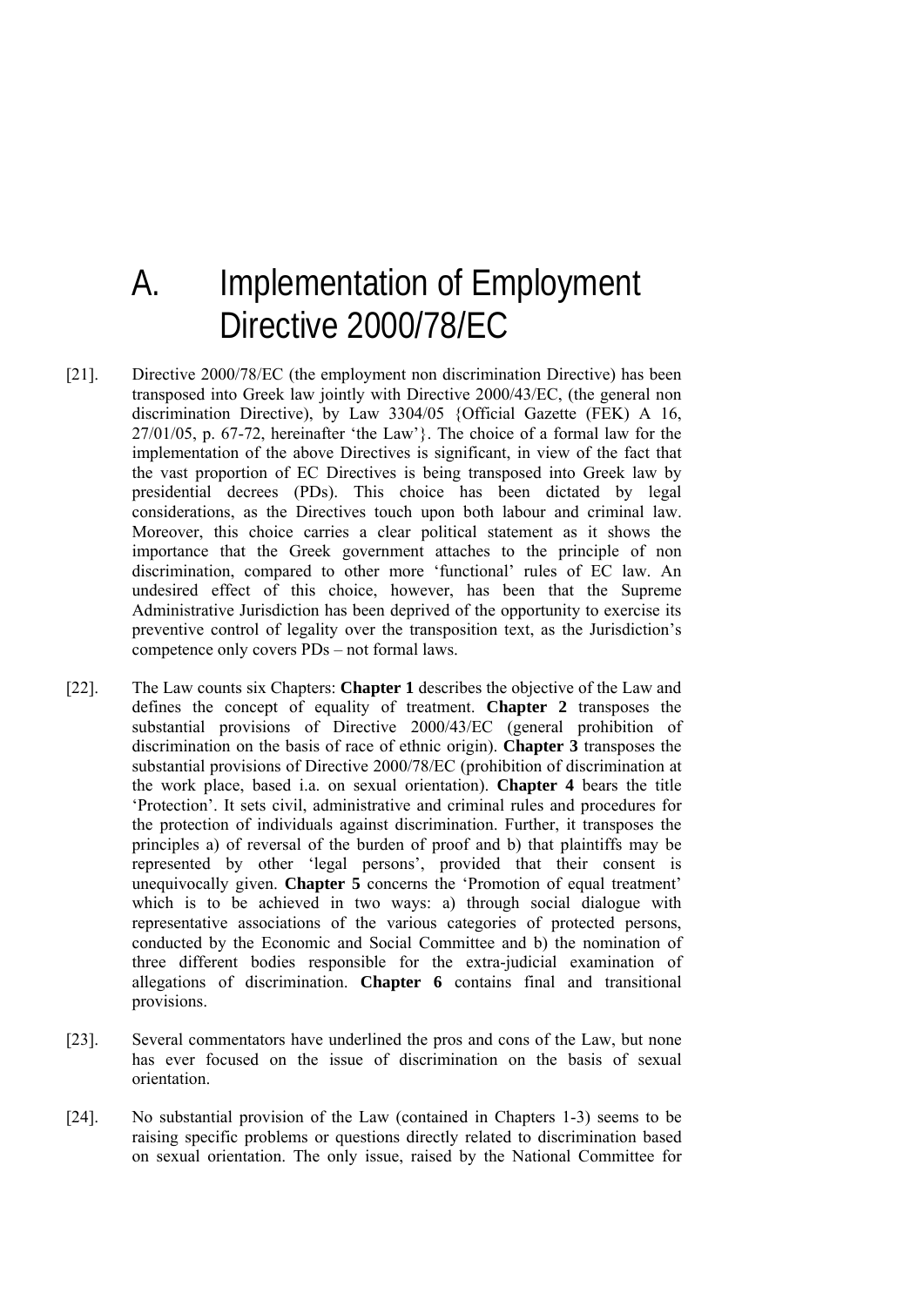# A. Implementation of Employment Directive 2000/78/EC

[21]. Directive 2000/78/EC (the employment non discrimination Directive) has been transposed into Greek law jointly with Directive 2000/43/EC, (the general non discrimination Directive), by Law 3304/05 {Official Gazette (FEK) A 16, 27/01/05, p. 67-72, hereinafter 'the Law'}. The choice of a formal law for the implementation of the above Directives is significant, in view of the fact that the vast proportion of EC Directives is being transposed into Greek law by presidential decrees (PDs). This choice has been dictated by legal considerations, as the Directives touch upon both labour and criminal law. Moreover, this choice carries a clear political statement as it shows the importance that the Greek government attaches to the principle of non discrimination, compared to other more 'functional' rules of EC law. An undesired effect of this choice, however, has been that the Supreme Administrative Jurisdiction has been deprived of the opportunity to exercise its preventive control of legality over the transposition text, as the Jurisdiction's competence only covers PDs – not formal laws.

[22]. The Law counts six Chapters: **Chapter 1** describes the objective of the Law and defines the concept of equality of treatment. **Chapter 2** transposes the substantial provisions of Directive 2000/43/EC (general prohibition of discrimination on the basis of race of ethnic origin). **Chapter 3** transposes the substantial provisions of Directive 2000/78/EC (prohibition of discrimination at the work place, based i.a. on sexual orientation). **Chapter 4** bears the title 'Protection'. It sets civil, administrative and criminal rules and procedures for the protection of individuals against discrimination. Further, it transposes the principles a) of reversal of the burden of proof and b) that plaintiffs may be represented by other 'legal persons', provided that their consent is unequivocally given. **Chapter 5** concerns the 'Promotion of equal treatment' which is to be achieved in two ways: a) through social dialogue with representative associations of the various categories of protected persons, conducted by the Economic and Social Committee and b) the nomination of three different bodies responsible for the extra-judicial examination of allegations of discrimination. **Chapter 6** contains final and transitional provisions.

[23]. Several commentators have underlined the pros and cons of the Law, but none has ever focused on the issue of discrimination on the basis of sexual orientation.

[24]. No substantial provision of the Law (contained in Chapters 1-3) seems to be raising specific problems or questions directly related to discrimination based on sexual orientation. The only issue, raised by the National Committee for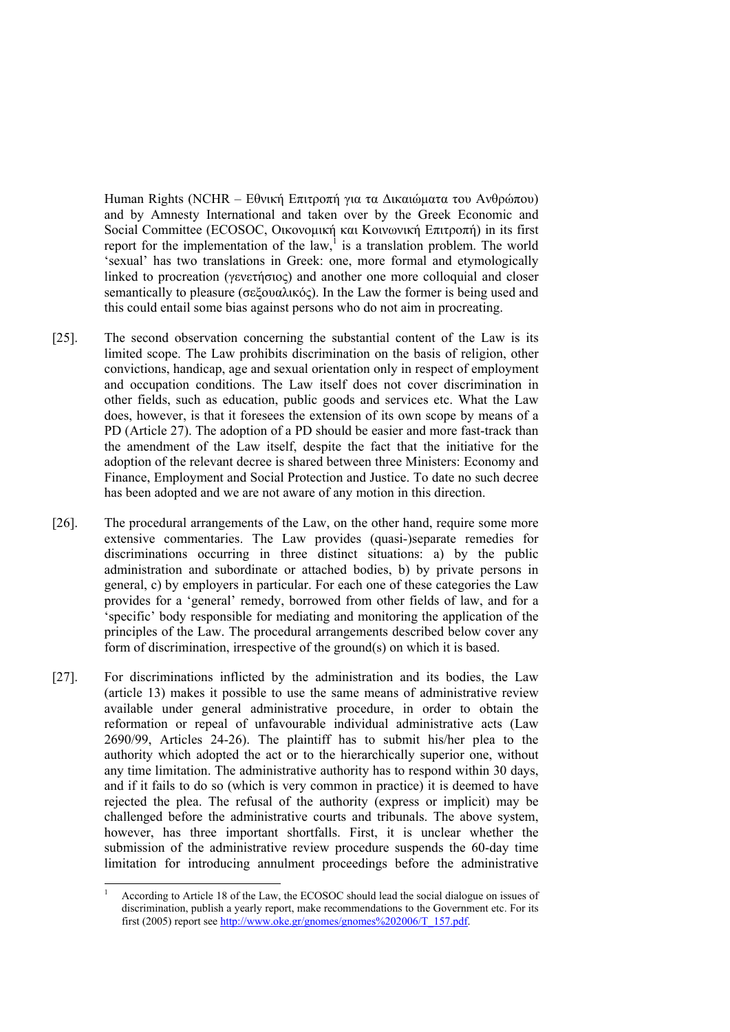Human Rights (NCHR – Εθνική Επιτροπή για τα Δικαιώματα του Ανθρώπου) and by Amnesty International and taken over by the Greek Economic and Social Committee (ECOSOC, Οικονομική και Κοινωνική Επιτροπή) in its first report for the implementation of the law,[1] is a translation problem. The world 'sexual' has two translations in Greek: one, more formal and etymologically linked to procreation (γενετήσιος) and another one more colloquial and closer semantically to pleasure (σεξουαλικός). In the Law the former is being used and this could entail some bias against persons who do not aim in procreating.

[25]. The second observation concerning the substantial content of the Law is its limited scope. The Law prohibits discrimination on the basis of religion, other convictions, handicap, age and sexual orientation only in respect of employment and occupation conditions. The Law itself does not cover discrimination in other fields, such as education, public goods and services etc. What the Law does, however, is that it foresees the extension of its own scope by means of a PD (Article 27). The adoption of a PD should be easier and more fast-track than the amendment of the Law itself, despite the fact that the initiative for the adoption of the relevant decree is shared between three Ministers: Economy and Finance, Employment and Social Protection and Justice. To date no such decree has been adopted and we are not aware of any motion in this direction.

[26]. The procedural arrangements of the Law, on the other hand, require some more extensive commentaries. The Law provides (quasi-)separate remedies for discriminations occurring in three distinct situations: a) by the public administration and subordinate or attached bodies, b) by private persons in general, c) by employers in particular. For each one of these categories the Law provides for a 'general' remedy, borrowed from other fields of law, and for a 'specific' body responsible for mediating and monitoring the application of the principles of the Law. The procedural arrangements described below cover any form of discrimination, irrespective of the ground(s) on which it is based.

[27]. For discriminations inflicted by the administration and its bodies, the Law (article 13) makes it possible to use the same means of administrative review available under general administrative procedure, in order to obtain the reformation or repeal of unfavourable individual administrative acts (Law 2690/99, Articles 24-26). The plaintiff has to submit his/her plea to the authority which adopted the act or to the hierarchically superior one, without any time limitation. The administrative authority has to respond within 30 days, and if it fails to do so (which is very common in practice) it is deemed to have rejected the plea. The refusal of the authority (express or implicit) may be challenged before the administrative courts and tribunals. The above system, however, has three important shortfalls. First, it is unclear whether the submission of the administrative review procedure suspends the 60-day time limitation for introducing annulment proceedings before the administrative

[1] According to Article 18 of the Law, the ECOSOC should lead the social dialogue on issues of discrimination, publish a yearly report, make recommendations to the Government etc. For its first (2005) report see http://www.oke.gr/gnomes/gnomes%202006/T_157.pdf.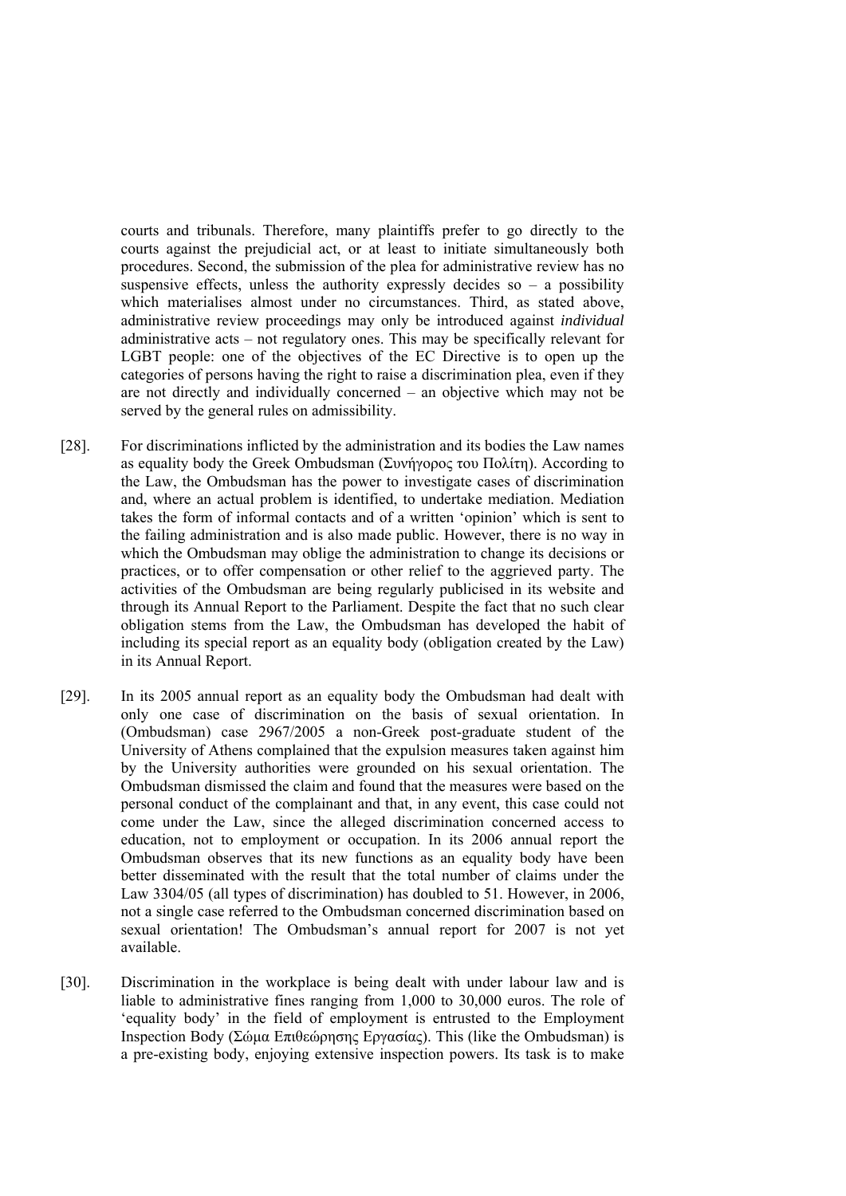courts and tribunals. Therefore, many plaintiffs prefer to go directly to the courts against the prejudicial act, or at least to initiate simultaneously both procedures. Second, the submission of the plea for administrative review has no suspensive effects, unless the authority expressly decides so – a possibility which materialises almost under no circumstances. Third, as stated above, administrative review proceedings may only be introduced against *individual* administrative acts – not regulatory ones. This may be specifically relevant for LGBT people: one of the objectives of the EC Directive is to open up the categories of persons having the right to raise a discrimination plea, even if they are not directly and individually concerned – an objective which may not be served by the general rules on admissibility.

[28]. For discriminations inflicted by the administration and its bodies the Law names as equality body the Greek Ombudsman (Συνήγορος του Πολίτη). According to the Law, the Ombudsman has the power to investigate cases of discrimination and, where an actual problem is identified, to undertake mediation. Mediation takes the form of informal contacts and of a written 'opinion' which is sent to the failing administration and is also made public. However, there is no way in which the Ombudsman may oblige the administration to change its decisions or practices, or to offer compensation or other relief to the aggrieved party. The activities of the Ombudsman are being regularly publicised in its website and through its Annual Report to the Parliament. Despite the fact that no such clear obligation stems from the Law, the Ombudsman has developed the habit of including its special report as an equality body (obligation created by the Law) in its Annual Report.

[29]. In its 2005 annual report as an equality body the Ombudsman had dealt with only one case of discrimination on the basis of sexual orientation. In (Ombudsman) case 2967/2005 a non-Greek post-graduate student of the University of Athens complained that the expulsion measures taken against him by the University authorities were grounded on his sexual orientation. The Ombudsman dismissed the claim and found that the measures were based on the personal conduct of the complainant and that, in any event, this case could not come under the Law, since the alleged discrimination concerned access to education, not to employment or occupation. In its 2006 annual report the Ombudsman observes that its new functions as an equality body have been better disseminated with the result that the total number of claims under the Law 3304/05 (all types of discrimination) has doubled to 51. However, in 2006, not a single case referred to the Ombudsman concerned discrimination based on sexual orientation! The Ombudsman's annual report for 2007 is not yet available.

[30]. Discrimination in the workplace is being dealt with under labour law and is liable to administrative fines ranging from 1,000 to 30,000 euros. The role of 'equality body' in the field of employment is entrusted to the Employment Inspection Body (Σώμα Επιθεώρησης Εργασίας). This (like the Ombudsman) is a pre-existing body, enjoying extensive inspection powers. Its task is to make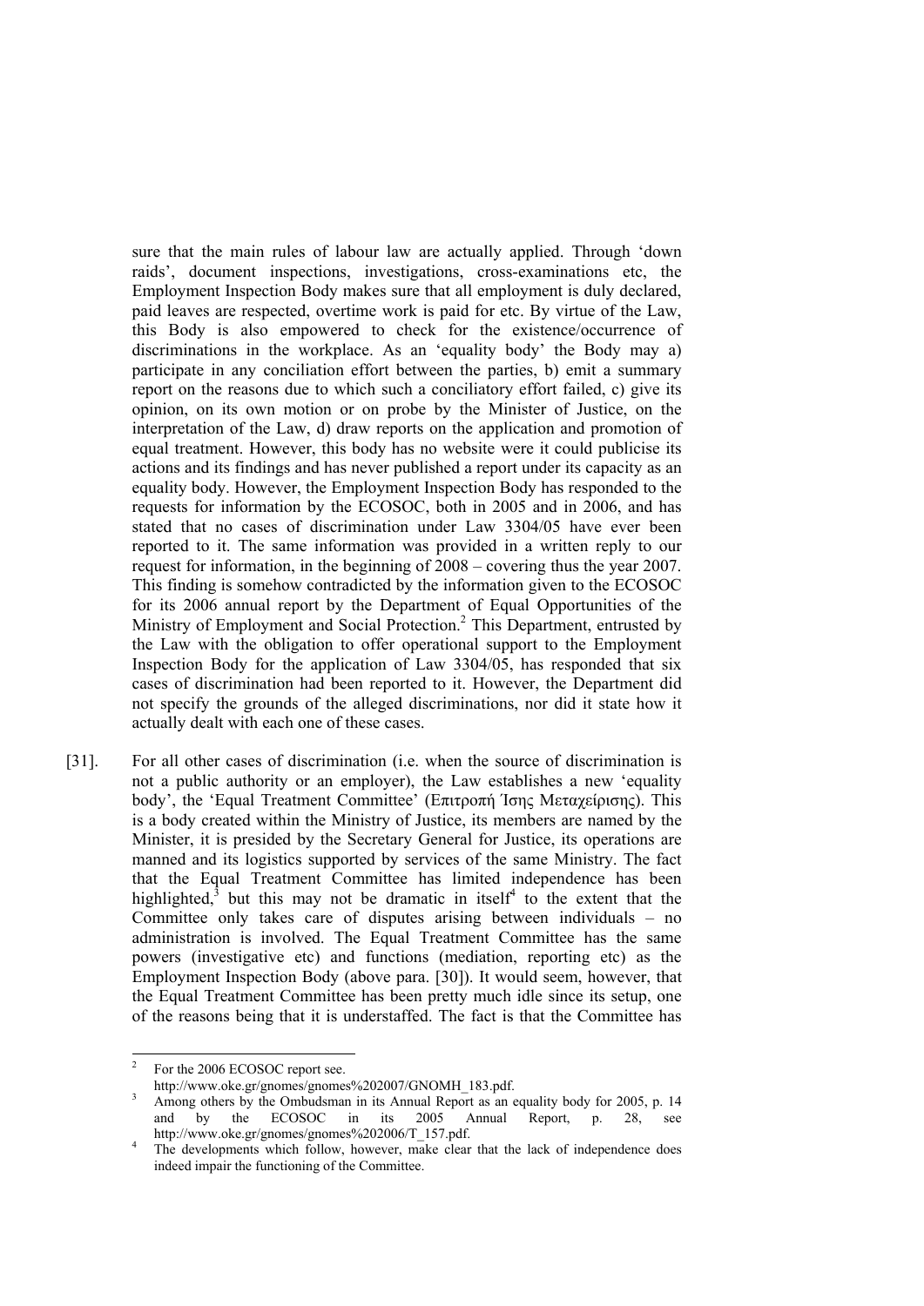sure that the main rules of labour law are actually applied. Through 'down raids', document inspections, investigations, cross-examinations etc, the Employment Inspection Body makes sure that all employment is duly declared, paid leaves are respected, overtime work is paid for etc. By virtue of the Law, this Body is also empowered to check for the existence/occurrence of discriminations in the workplace. As an 'equality body' the Body may a) participate in any conciliation effort between the parties, b) emit a summary report on the reasons due to which such a conciliatory effort failed, c) give its opinion, on its own motion or on probe by the Minister of Justice, on the interpretation of the Law, d) draw reports on the application and promotion of equal treatment. However, this body has no website were it could publicise its actions and its findings and has never published a report under its capacity as an equality body. However, the Employment Inspection Body has responded to the requests for information by the ECOSOC, both in 2005 and in 2006, and has stated that no cases of discrimination under Law 3304/05 have ever been reported to it. The same information was provided in a written reply to our request for information, in the beginning of 2008 – covering thus the year 2007. This finding is somehow contradicted by the information given to the ECOSOC for its 2006 annual report by the Department of Equal Opportunities of the Ministry of Employment and Social Protection.[2] This Department, entrusted by the Law with the obligation to offer operational support to the Employment Inspection Body for the application of Law 3304/05, has responded that six cases of discrimination had been reported to it. However, the Department did not specify the grounds of the alleged discriminations, nor did it state how it actually dealt with each one of these cases.

[31]. For all other cases of discrimination (i.e. when the source of discrimination is not a public authority or an employer), the Law establishes a new 'equality body', the 'Equal Treatment Committee' (Επιτροπή Ίσης Μεταχείρισης). This is a body created within the Ministry of Justice, its members are named by the Minister, it is presided by the Secretary General for Justice, its operations are manned and its logistics supported by services of the same Ministry. The fact that the Equal Treatment Committee has limited independence has been highlighted,[3] but this may not be dramatic in itself[4] to the extent that the Committee only takes care of disputes arising between individuals – no administration is involved. The Equal Treatment Committee has the same powers (investigative etc) and functions (mediation, reporting etc) as the Employment Inspection Body (above para. [30]). It would seem, however, that the Equal Treatment Committee has been pretty much idle since its setup, one of the reasons being that it is understaffed. The fact is that the Committee has

---

[2] For the 2006 ECOSOC report see. http://www.oke.gr/gnomes/gnomes%202007/GNOMH_183.pdf.

[3] Among others by the Ombudsman in its Annual Report as an equality body for 2005, p. 14 and by the ECOSOC in its 2005 Annual Report, p. 28, see http://www.oke.gr/gnomes/gnomes%202006/T_157.pdf.

[4] The developments which follow, however, make clear that the lack of independence does indeed impair the functioning of the Committee.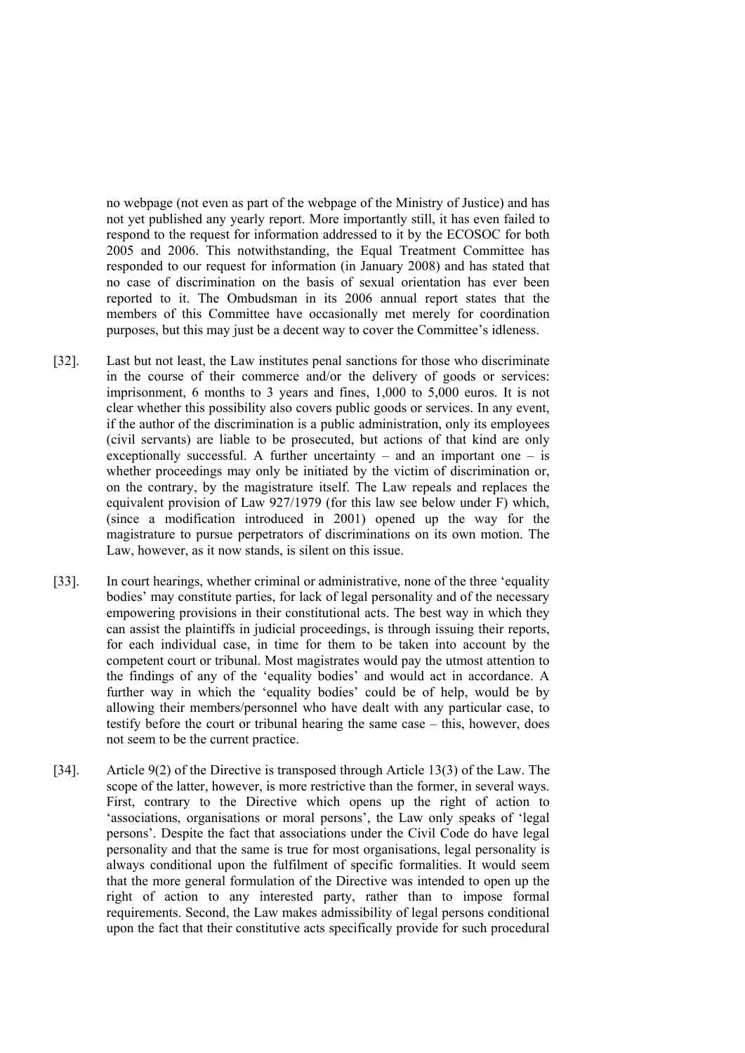no webpage (not even as part of the webpage of the Ministry of Justice) and has not yet published any yearly report. More importantly still, it has even failed to respond to the request for information addressed to it by the ECOSOC for both 2005 and 2006. This notwithstanding, the Equal Treatment Committee has responded to our request for information (in January 2008) and has stated that no case of discrimination on the basis of sexual orientation has ever been reported to it. The Ombudsman in its 2006 annual report states that the members of this Committee have occasionally met merely for coordination purposes, but this may just be a decent way to cover the Committee's idleness.

[32]. Last but not least, the Law institutes penal sanctions for those who discriminate in the course of their commerce and/or the delivery of goods or services: imprisonment, 6 months to 3 years and fines, 1,000 to 5,000 euros. It is not clear whether this possibility also covers public goods or services. In any event, if the author of the discrimination is a public administration, only its employees (civil servants) are liable to be prosecuted, but actions of that kind are only exceptionally successful. A further uncertainty – and an important one – is whether proceedings may only be initiated by the victim of discrimination or, on the contrary, by the magistrature itself. The Law repeals and replaces the equivalent provision of Law 927/1979 (for this law see below under F) which, (since a modification introduced in 2001) opened up the way for the magistrature to pursue perpetrators of discriminations on its own motion. The Law, however, as it now stands, is silent on this issue.

[33]. In court hearings, whether criminal or administrative, none of the three 'equality bodies' may constitute parties, for lack of legal personality and of the necessary empowering provisions in their constitutional acts. The best way in which they can assist the plaintiffs in judicial proceedings, is through issuing their reports, for each individual case, in time for them to be taken into account by the competent court or tribunal. Most magistrates would pay the utmost attention to the findings of any of the 'equality bodies' and would act in accordance. A further way in which the 'equality bodies' could be of help, would be by allowing their members/personnel who have dealt with any particular case, to testify before the court or tribunal hearing the same case – this, however, does not seem to be the current practice.

[34]. Article 9(2) of the Directive is transposed through Article 13(3) of the Law. The scope of the latter, however, is more restrictive than the former, in several ways. First, contrary to the Directive which opens up the right of action to 'associations, organisations or moral persons', the Law only speaks of 'legal persons'. Despite the fact that associations under the Civil Code do have legal personality and that the same is true for most organisations, legal personality is always conditional upon the fulfilment of specific formalities. It would seem that the more general formulation of the Directive was intended to open up the right of action to any interested party, rather than to impose formal requirements. Second, the Law makes admissibility of legal persons conditional upon the fact that their constitutive acts specifically provide for such procedural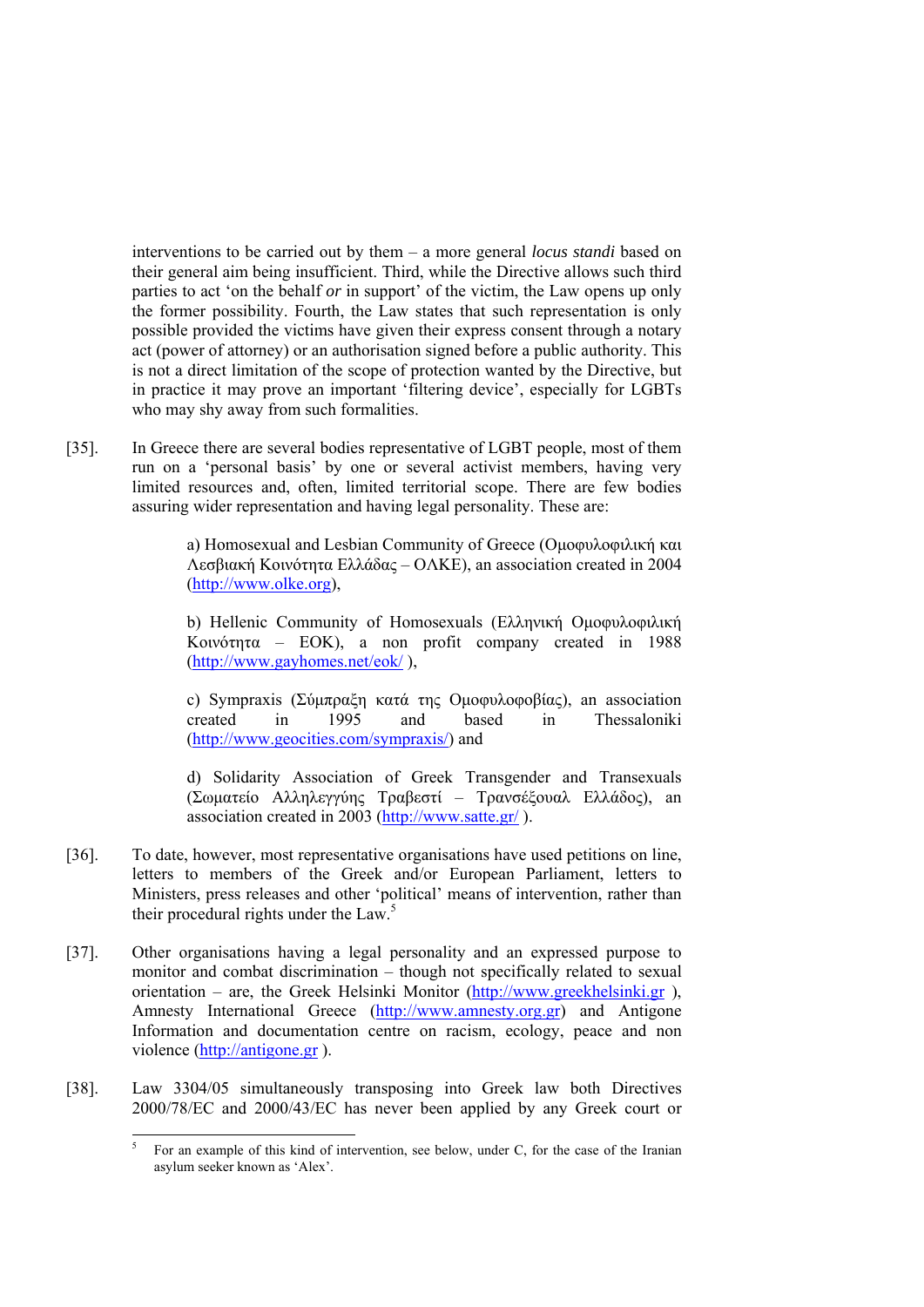interventions to be carried out by them – a more general *locus standi* based on their general aim being insufficient. Third, while the Directive allows such third parties to act 'on the behalf *or* in support' of the victim, the Law opens up only the former possibility. Fourth, the Law states that such representation is only possible provided the victims have given their express consent through a notary act (power of attorney) or an authorisation signed before a public authority. This is not a direct limitation of the scope of protection wanted by the Directive, but in practice it may prove an important 'filtering device', especially for LGBTs who may shy away from such formalities.

[35]. In Greece there are several bodies representative of LGBT people, most of them run on a 'personal basis' by one or several activist members, having very limited resources and, often, limited territorial scope. There are few bodies assuring wider representation and having legal personality. These are:

> a) Homosexual and Lesbian Community of Greece (Ομοφυλοφιλική και Λεσβιακή Κοινότητα Ελλάδας – ΟΛΚΕ), an association created in 2004 (http://www.olke.org),
>
> b) Hellenic Community of Homosexuals (Ελληνική Ομοφυλοφιλική Κοινότητα – ΕΟΚ), a non profit company created in 1988 (http://www.gayhomes.net/eok/ ),
>
> c) Sympraxis (Σύμπραξη κατά της Ομοφυλοφοβίας), an association created in 1995 and based in Thessaloniki (http://www.geocities.com/sympraxis/) and
>
> d) Solidarity Association of Greek Transgender and Transexuals (Σωματείο Αλληλεγγύης Τραβεστί – Τρανσέξουαλ Ελλάδος), an association created in 2003 (http://www.satte.gr/ ).

[36]. To date, however, most representative organisations have used petitions on line, letters to members of the Greek and/or European Parliament, letters to Ministers, press releases and other 'political' means of intervention, rather than their procedural rights under the Law.[5]

[37]. Other organisations having a legal personality and an expressed purpose to monitor and combat discrimination – though not specifically related to sexual orientation – are, the Greek Helsinki Monitor (http://www.greekhelsinki.gr ), Amnesty International Greece (http://www.amnesty.org.gr) and Antigone Information and documentation centre on racism, ecology, peace and non violence (http://antigone.gr ).

[38]. Law 3304/05 simultaneously transposing into Greek law both Directives 2000/78/EC and 2000/43/EC has never been applied by any Greek court or

[5] For an example of this kind of intervention, see below, under C, for the case of the Iranian asylum seeker known as 'Alex'.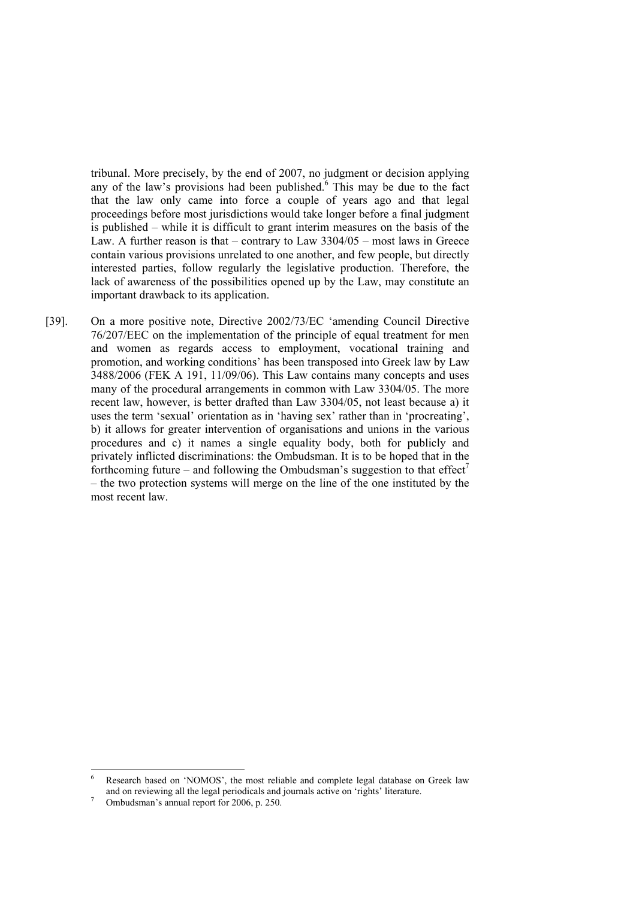tribunal. More precisely, by the end of 2007, no judgment or decision applying any of the law's provisions had been published.[6] This may be due to the fact that the law only came into force a couple of years ago and that legal proceedings before most jurisdictions would take longer before a final judgment is published – while it is difficult to grant interim measures on the basis of the Law. A further reason is that – contrary to Law 3304/05 – most laws in Greece contain various provisions unrelated to one another, and few people, but directly interested parties, follow regularly the legislative production. Therefore, the lack of awareness of the possibilities opened up by the Law, may constitute an important drawback to its application.

[39]. On a more positive note, Directive 2002/73/EC 'amending Council Directive 76/207/EEC on the implementation of the principle of equal treatment for men and women as regards access to employment, vocational training and promotion, and working conditions' has been transposed into Greek law by Law 3488/2006 (FEK A 191, 11/09/06). This Law contains many concepts and uses many of the procedural arrangements in common with Law 3304/05. The more recent law, however, is better drafted than Law 3304/05, not least because a) it uses the term 'sexual' orientation as in 'having sex' rather than in 'procreating', b) it allows for greater intervention of organisations and unions in the various procedures and c) it names a single equality body, both for publicly and privately inflicted discriminations: the Ombudsman. It is to be hoped that in the forthcoming future – and following the Ombudsman's suggestion to that effect[7] – the two protection systems will merge on the line of the one instituted by the most recent law.

---

[6] Research based on 'NOMOS', the most reliable and complete legal database on Greek law and on reviewing all the legal periodicals and journals active on 'rights' literature.

[7] Ombudsman's annual report for 2006, p. 250.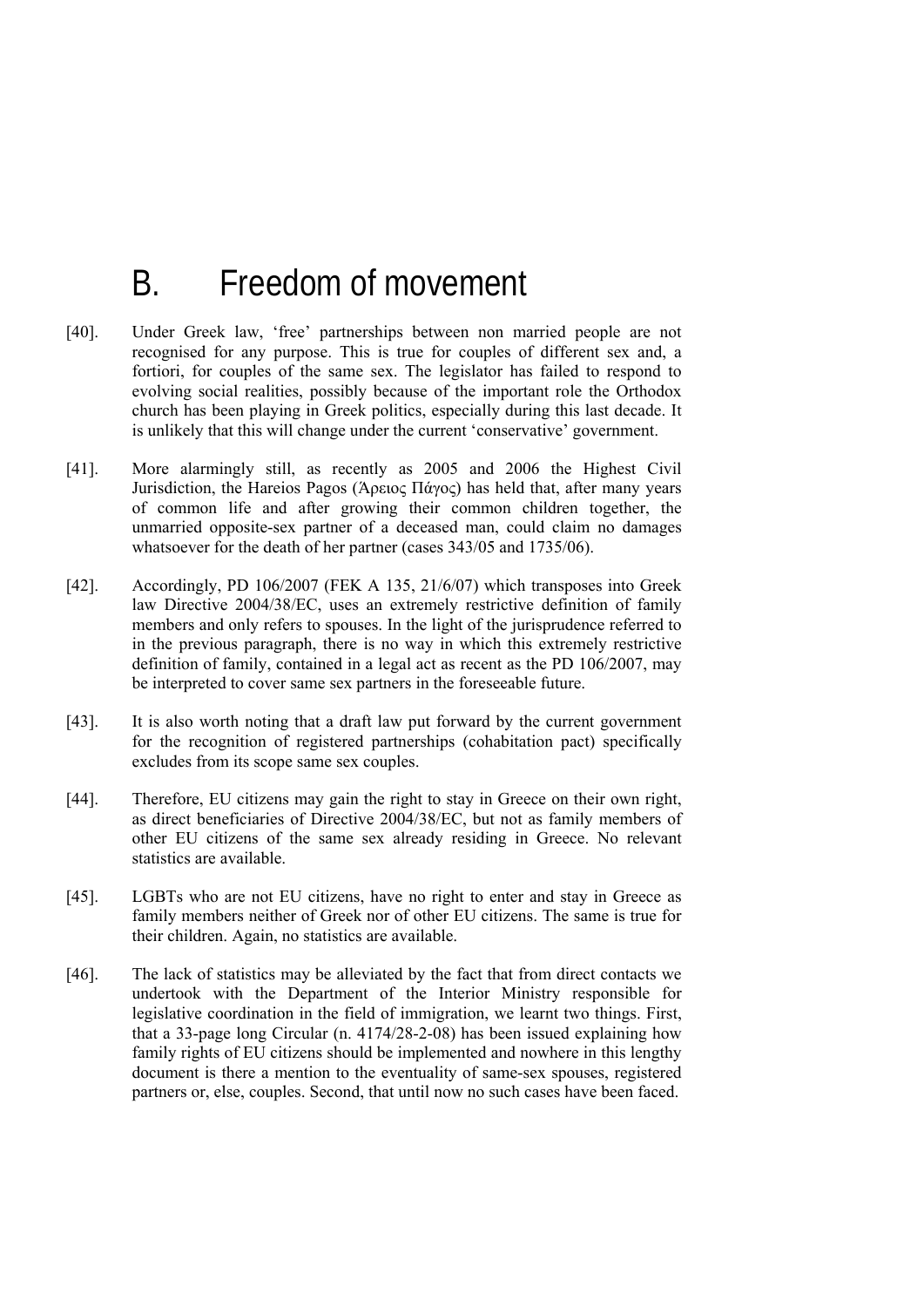# B. Freedom of movement

[40]. Under Greek law, 'free' partnerships between non married people are not recognised for any purpose. This is true for couples of different sex and, a fortiori, for couples of the same sex. The legislator has failed to respond to evolving social realities, possibly because of the important role the Orthodox church has been playing in Greek politics, especially during this last decade. It is unlikely that this will change under the current 'conservative' government.

[41]. More alarmingly still, as recently as 2005 and 2006 the Highest Civil Jurisdiction, the Hareios Pagos (Άρειος Πάγος) has held that, after many years of common life and after growing their common children together, the unmarried opposite-sex partner of a deceased man, could claim no damages whatsoever for the death of her partner (cases 343/05 and 1735/06).

[42]. Accordingly, PD 106/2007 (FEK A 135, 21/6/07) which transposes into Greek law Directive 2004/38/EC, uses an extremely restrictive definition of family members and only refers to spouses. In the light of the jurisprudence referred to in the previous paragraph, there is no way in which this extremely restrictive definition of family, contained in a legal act as recent as the PD 106/2007, may be interpreted to cover same sex partners in the foreseeable future.

[43]. It is also worth noting that a draft law put forward by the current government for the recognition of registered partnerships (cohabitation pact) specifically excludes from its scope same sex couples.

[44]. Therefore, EU citizens may gain the right to stay in Greece on their own right, as direct beneficiaries of Directive 2004/38/EC, but not as family members of other EU citizens of the same sex already residing in Greece. No relevant statistics are available.

[45]. LGBTs who are not EU citizens, have no right to enter and stay in Greece as family members neither of Greek nor of other EU citizens. The same is true for their children. Again, no statistics are available.

[46]. The lack of statistics may be alleviated by the fact that from direct contacts we undertook with the Department of the Interior Ministry responsible for legislative coordination in the field of immigration, we learnt two things. First, that a 33-page long Circular (n. 4174/28-2-08) has been issued explaining how family rights of EU citizens should be implemented and nowhere in this lengthy document is there a mention to the eventuality of same-sex spouses, registered partners or, else, couples. Second, that until now no such cases have been faced.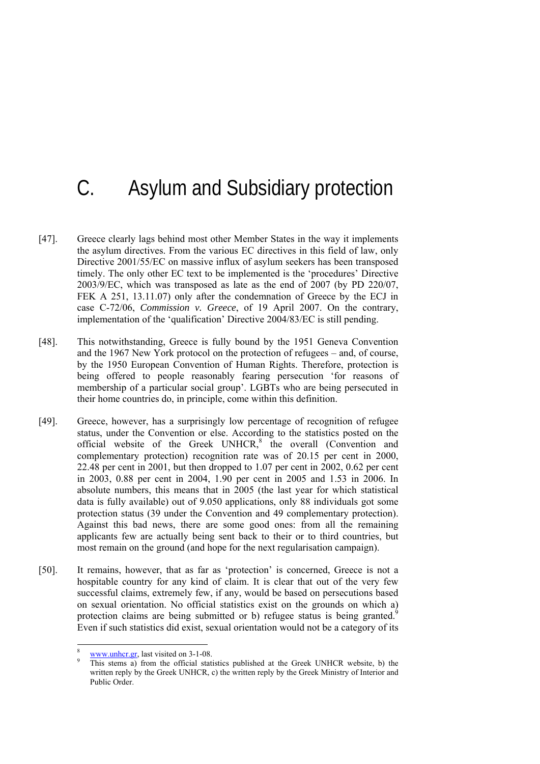# C. Asylum and Subsidiary protection

[47]. Greece clearly lags behind most other Member States in the way it implements the asylum directives. From the various EC directives in this field of law, only Directive 2001/55/EC on massive influx of asylum seekers has been transposed timely. The only other EC text to be implemented is the 'procedures' Directive 2003/9/EC, which was transposed as late as the end of 2007 (by PD 220/07, FEK A 251, 13.11.07) only after the condemnation of Greece by the ECJ in case C-72/06, *Commission v. Greece*, of 19 April 2007. On the contrary, implementation of the 'qualification' Directive 2004/83/EC is still pending.

[48]. This notwithstanding, Greece is fully bound by the 1951 Geneva Convention and the 1967 New York protocol on the protection of refugees – and, of course, by the 1950 European Convention of Human Rights. Therefore, protection is being offered to people reasonably fearing persecution 'for reasons of membership of a particular social group'. LGBTs who are being persecuted in their home countries do, in principle, come within this definition.

[49]. Greece, however, has a surprisingly low percentage of recognition of refugee status, under the Convention or else. According to the statistics posted on the official website of the Greek UNHCR,[8] the overall (Convention and complementary protection) recognition rate was of 20.15 per cent in 2000, 22.48 per cent in 2001, but then dropped to 1.07 per cent in 2002, 0.62 per cent in 2003, 0.88 per cent in 2004, 1.90 per cent in 2005 and 1.53 in 2006. In absolute numbers, this means that in 2005 (the last year for which statistical data is fully available) out of 9.050 applications, only 88 individuals got some protection status (39 under the Convention and 49 complementary protection). Against this bad news, there are some good ones: from all the remaining applicants few are actually being sent back to their or to third countries, but most remain on the ground (and hope for the next regularisation campaign).

[50]. It remains, however, that as far as 'protection' is concerned, Greece is not a hospitable country for any kind of claim. It is clear that out of the very few successful claims, extremely few, if any, would be based on persecutions based on sexual orientation. No official statistics exist on the grounds on which a) protection claims are being submitted or b) refugee status is being granted.[9] Even if such statistics did exist, sexual orientation would not be a category of its

---

[8] www.unhcr.gr, last visited on 3-1-08.

[9] This stems a) from the official statistics published at the Greek UNHCR website, b) the written reply by the Greek UNHCR, c) the written reply by the Greek Ministry of Interior and Public Order.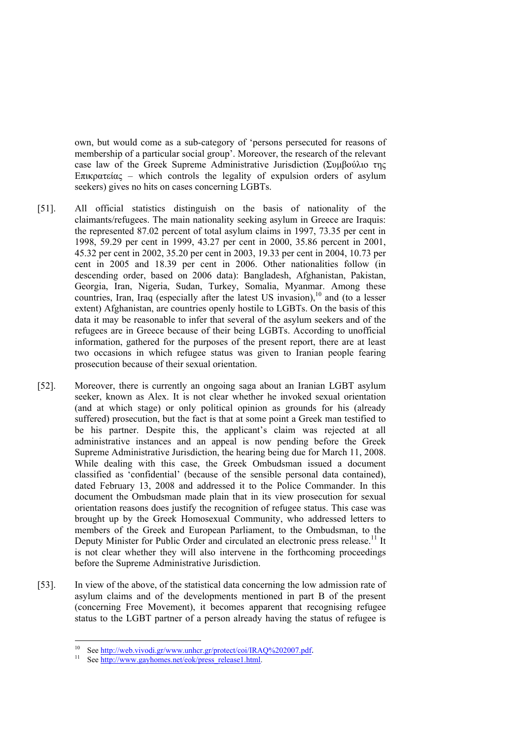own, but would come as a sub-category of 'persons persecuted for reasons of membership of a particular social group'. Moreover, the research of the relevant case law of the Greek Supreme Administrative Jurisdiction (Συμβούλιο της Επικρατείας – which controls the legality of expulsion orders of asylum seekers) gives no hits on cases concerning LGBTs.

[51]. All official statistics distinguish on the basis of nationality of the claimants/refugees. The main nationality seeking asylum in Greece are Iraquis: the represented 87.02 percent of total asylum claims in 1997, 73.35 per cent in 1998, 59.29 per cent in 1999, 43.27 per cent in 2000, 35.86 percent in 2001, 45.32 per cent in 2002, 35.20 per cent in 2003, 19.33 per cent in 2004, 10.73 per cent in 2005 and 18.39 per cent in 2006. Other nationalities follow (in descending order, based on 2006 data): Bangladesh, Afghanistan, Pakistan, Georgia, Iran, Nigeria, Sudan, Turkey, Somalia, Myanmar. Among these countries, Iran, Iraq (especially after the latest US invasion),[10] and (to a lesser extent) Afghanistan, are countries openly hostile to LGBTs. On the basis of this data it may be reasonable to infer that several of the asylum seekers and of the refugees are in Greece because of their being LGBTs. According to unofficial information, gathered for the purposes of the present report, there are at least two occasions in which refugee status was given to Iranian people fearing prosecution because of their sexual orientation.

[52]. Moreover, there is currently an ongoing saga about an Iranian LGBT asylum seeker, known as Alex. It is not clear whether he invoked sexual orientation (and at which stage) or only political opinion as grounds for his (already suffered) prosecution, but the fact is that at some point a Greek man testified to be his partner. Despite this, the applicant's claim was rejected at all administrative instances and an appeal is now pending before the Greek Supreme Administrative Jurisdiction, the hearing being due for March 11, 2008. While dealing with this case, the Greek Ombudsman issued a document classified as 'confidential' (because of the sensible personal data contained), dated February 13, 2008 and addressed it to the Police Commander. In this document the Ombudsman made plain that in its view prosecution for sexual orientation reasons does justify the recognition of refugee status. This case was brought up by the Greek Homosexual Community, who addressed letters to members of the Greek and European Parliament, to the Ombudsman, to the Deputy Minister for Public Order and circulated an electronic press release.[11] It is not clear whether they will also intervene in the forthcoming proceedings before the Supreme Administrative Jurisdiction.

[53]. In view of the above, of the statistical data concerning the low admission rate of asylum claims and of the developments mentioned in part B of the present (concerning Free Movement), it becomes apparent that recognising refugee status to the LGBT partner of a person already having the status of refugee is

---

[10] See http://web.vivodi.gr/www.unhcr.gr/protect/coi/IRAQ%202007.pdf.

[11] See http://www.gayhomes.net/eok/press_release1.html.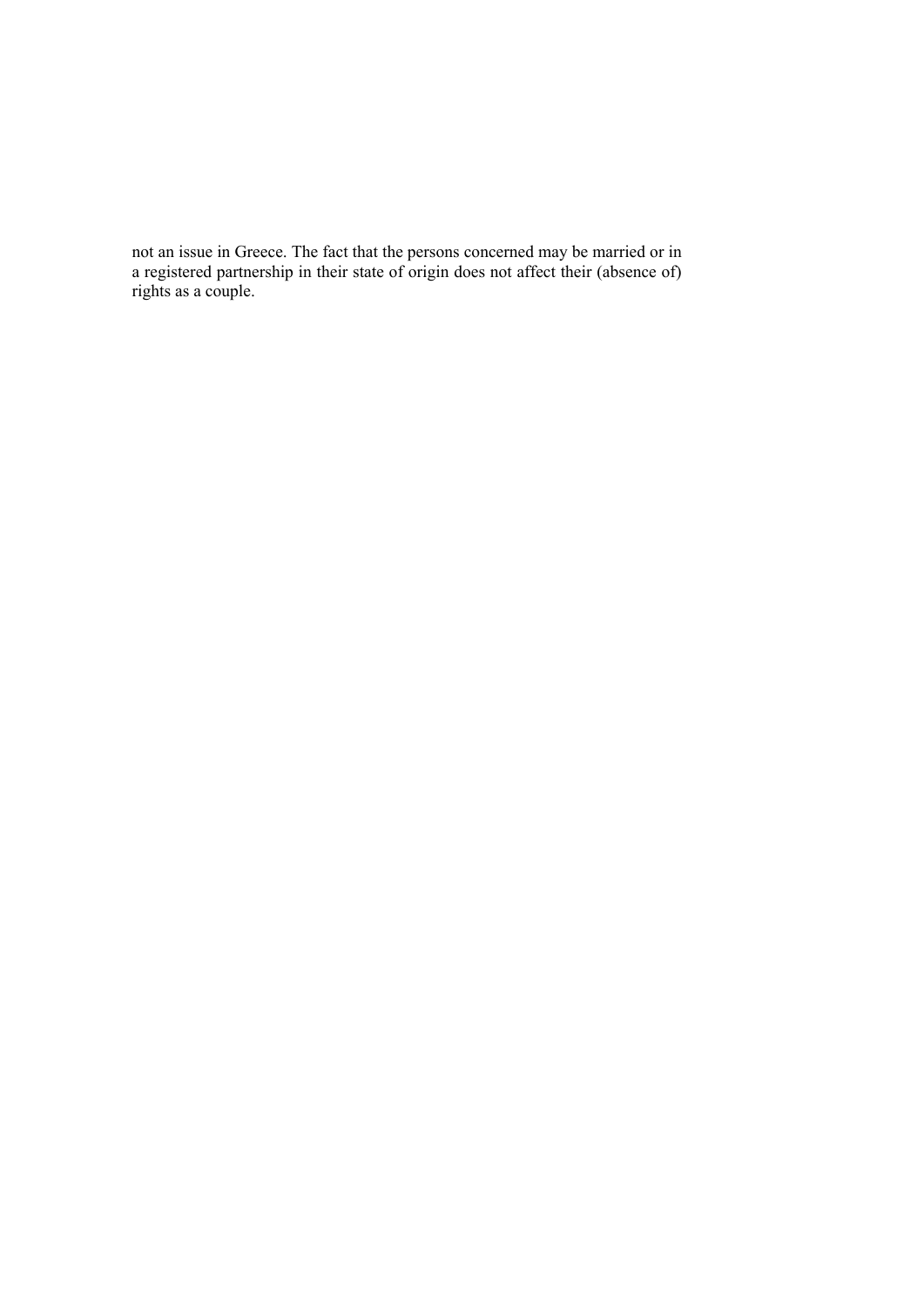not an issue in Greece. The fact that the persons concerned may be married or in a registered partnership in their state of origin does not affect their (absence of) rights as a couple.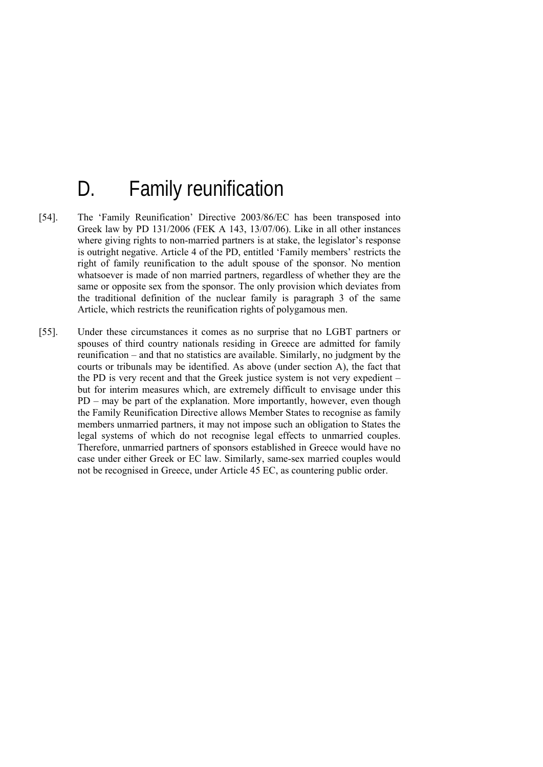# D. Family reunification

[54]. The 'Family Reunification' Directive 2003/86/EC has been transposed into Greek law by PD 131/2006 (FEK A 143, 13/07/06). Like in all other instances where giving rights to non-married partners is at stake, the legislator's response is outright negative. Article 4 of the PD, entitled 'Family members' restricts the right of family reunification to the adult spouse of the sponsor. No mention whatsoever is made of non married partners, regardless of whether they are the same or opposite sex from the sponsor. The only provision which deviates from the traditional definition of the nuclear family is paragraph 3 of the same Article, which restricts the reunification rights of polygamous men.

[55]. Under these circumstances it comes as no surprise that no LGBT partners or spouses of third country nationals residing in Greece are admitted for family reunification – and that no statistics are available. Similarly, no judgment by the courts or tribunals may be identified. As above (under section A), the fact that the PD is very recent and that the Greek justice system is not very expedient – but for interim measures which, are extremely difficult to envisage under this PD – may be part of the explanation. More importantly, however, even though the Family Reunification Directive allows Member States to recognise as family members unmarried partners, it may not impose such an obligation to States the legal systems of which do not recognise legal effects to unmarried couples. Therefore, unmarried partners of sponsors established in Greece would have no case under either Greek or EC law. Similarly, same-sex married couples would not be recognised in Greece, under Article 45 EC, as countering public order.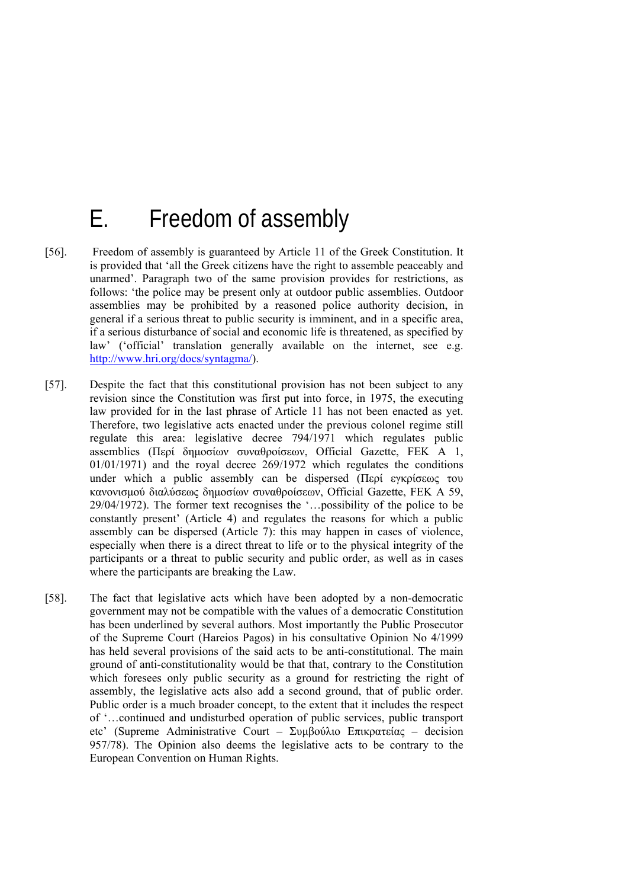# E. Freedom of assembly

[56]. Freedom of assembly is guaranteed by Article 11 of the Greek Constitution. It is provided that 'all the Greek citizens have the right to assemble peaceably and unarmed'. Paragraph two of the same provision provides for restrictions, as follows: 'the police may be present only at outdoor public assemblies. Outdoor assemblies may be prohibited by a reasoned police authority decision, in general if a serious threat to public security is imminent, and in a specific area, if a serious disturbance of social and economic life is threatened, as specified by law' ('official' translation generally available on the internet, see e.g. http://www.hri.org/docs/syntagma/).

[57]. Despite the fact that this constitutional provision has not been subject to any revision since the Constitution was first put into force, in 1975, the executing law provided for in the last phrase of Article 11 has not been enacted as yet. Therefore, two legislative acts enacted under the previous colonel regime still regulate this area: legislative decree 794/1971 which regulates public assemblies (Περί δημοσίων συναθροίσεων, Official Gazette, FEK A 1, 01/01/1971) and the royal decree 269/1972 which regulates the conditions under which a public assembly can be dispersed (Περί εγκρίσεως του κανονισμού διαλύσεως δημοσίων συναθροίσεων, Official Gazette, FEK A 59, 29/04/1972). The former text recognises the '…possibility of the police to be constantly present' (Article 4) and regulates the reasons for which a public assembly can be dispersed (Article 7): this may happen in cases of violence, especially when there is a direct threat to life or to the physical integrity of the participants or a threat to public security and public order, as well as in cases where the participants are breaking the Law.

[58]. The fact that legislative acts which have been adopted by a non-democratic government may not be compatible with the values of a democratic Constitution has been underlined by several authors. Most importantly the Public Prosecutor of the Supreme Court (Hareios Pagos) in his consultative Opinion No 4/1999 has held several provisions of the said acts to be anti-constitutional. The main ground of anti-constitutionality would be that that, contrary to the Constitution which foresees only public security as a ground for restricting the right of assembly, the legislative acts also add a second ground, that of public order. Public order is a much broader concept, to the extent that it includes the respect of '…continued and undisturbed operation of public services, public transport etc' (Supreme Administrative Court – Συμβούλιο Επικρατείας – decision 957/78). The Opinion also deems the legislative acts to be contrary to the European Convention on Human Rights.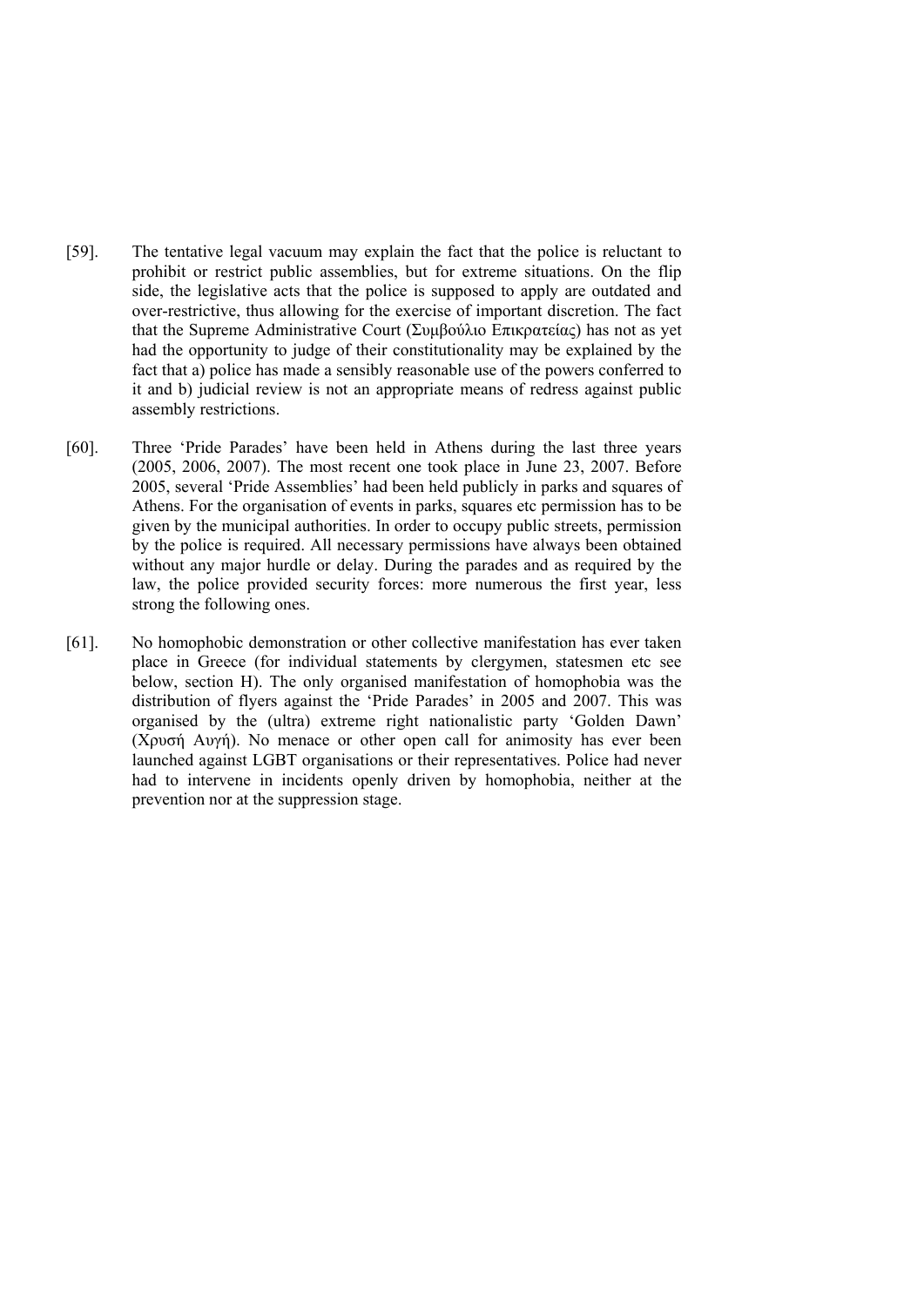[59]. The tentative legal vacuum may explain the fact that the police is reluctant to prohibit or restrict public assemblies, but for extreme situations. On the flip side, the legislative acts that the police is supposed to apply are outdated and over-restrictive, thus allowing for the exercise of important discretion. The fact that the Supreme Administrative Court (Συμβούλιο Επικρατείας) has not as yet had the opportunity to judge of their constitutionality may be explained by the fact that a) police has made a sensibly reasonable use of the powers conferred to it and b) judicial review is not an appropriate means of redress against public assembly restrictions.

[60]. Three 'Pride Parades' have been held in Athens during the last three years (2005, 2006, 2007). The most recent one took place in June 23, 2007. Before 2005, several 'Pride Assemblies' had been held publicly in parks and squares of Athens. For the organisation of events in parks, squares etc permission has to be given by the municipal authorities. In order to occupy public streets, permission by the police is required. All necessary permissions have always been obtained without any major hurdle or delay. During the parades and as required by the law, the police provided security forces: more numerous the first year, less strong the following ones.

[61]. No homophobic demonstration or other collective manifestation has ever taken place in Greece (for individual statements by clergymen, statesmen etc see below, section H). The only organised manifestation of homophobia was the distribution of flyers against the 'Pride Parades' in 2005 and 2007. This was organised by the (ultra) extreme right nationalistic party 'Golden Dawn' (Χρυσή Αυγή). No menace or other open call for animosity has ever been launched against LGBT organisations or their representatives. Police had never had to intervene in incidents openly driven by homophobia, neither at the prevention nor at the suppression stage.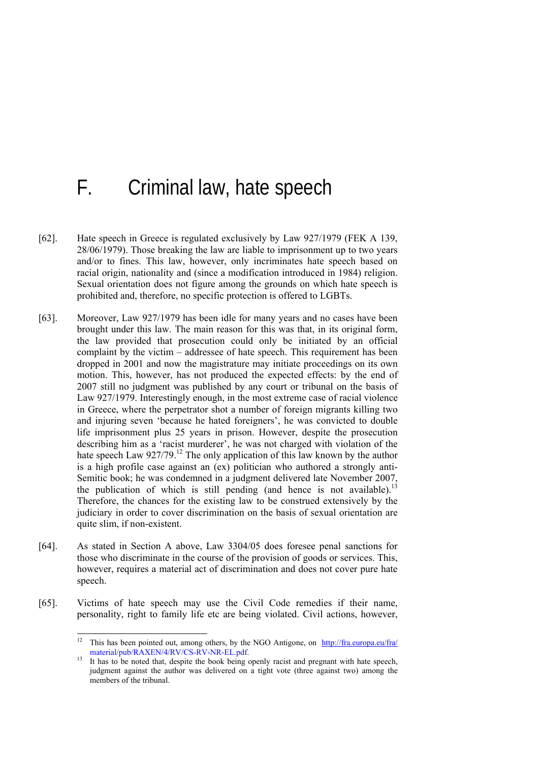# F. Criminal law, hate speech

[62]. Hate speech in Greece is regulated exclusively by Law 927/1979 (FEK A 139, 28/06/1979). Those breaking the law are liable to imprisonment up to two years and/or to fines. This law, however, only incriminates hate speech based on racial origin, nationality and (since a modification introduced in 1984) religion. Sexual orientation does not figure among the grounds on which hate speech is prohibited and, therefore, no specific protection is offered to LGBTs.

[63]. Moreover, Law 927/1979 has been idle for many years and no cases have been brought under this law. The main reason for this was that, in its original form, the law provided that prosecution could only be initiated by an official complaint by the victim – addressee of hate speech. This requirement has been dropped in 2001 and now the magistrature may initiate proceedings on its own motion. This, however, has not produced the expected effects: by the end of 2007 still no judgment was published by any court or tribunal on the basis of Law 927/1979. Interestingly enough, in the most extreme case of racial violence in Greece, where the perpetrator shot a number of foreign migrants killing two and injuring seven 'because he hated foreigners', he was convicted to double life imprisonment plus 25 years in prison. However, despite the prosecution describing him as a 'racist murderer', he was not charged with violation of the hate speech Law 927/79.[12] The only application of this law known by the author is a high profile case against an (ex) politician who authored a strongly anti-Semitic book; he was condemned in a judgment delivered late November 2007, the publication of which is still pending (and hence is not available).[13] Therefore, the chances for the existing law to be construed extensively by the judiciary in order to cover discrimination on the basis of sexual orientation are quite slim, if non-existent.

[64]. As stated in Section A above, Law 3304/05 does foresee penal sanctions for those who discriminate in the course of the provision of goods or services. This, however, requires a material act of discrimination and does not cover pure hate speech.

[65]. Victims of hate speech may use the Civil Code remedies if their name, personality, right to family life etc are being violated. Civil actions, however,

---

[12] This has been pointed out, among others, by the NGO Antigone, on http://fra.europa.eu/fra/material/pub/RAXEN/4/RV/CS-RV-NR-EL.pdf.

[13] It has to be noted that, despite the book being openly racist and pregnant with hate speech, judgment against the author was delivered on a tight vote (three against two) among the members of the tribunal.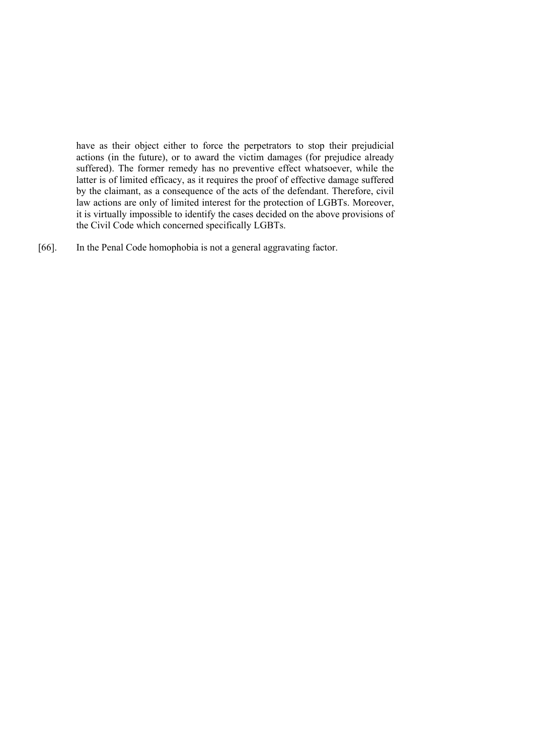have as their object either to force the perpetrators to stop their prejudicial actions (in the future), or to award the victim damages (for prejudice already suffered). The former remedy has no preventive effect whatsoever, while the latter is of limited efficacy, as it requires the proof of effective damage suffered by the claimant, as a consequence of the acts of the defendant. Therefore, civil law actions are only of limited interest for the protection of LGBTs. Moreover, it is virtually impossible to identify the cases decided on the above provisions of the Civil Code which concerned specifically LGBTs.

[66]. In the Penal Code homophobia is not a general aggravating factor.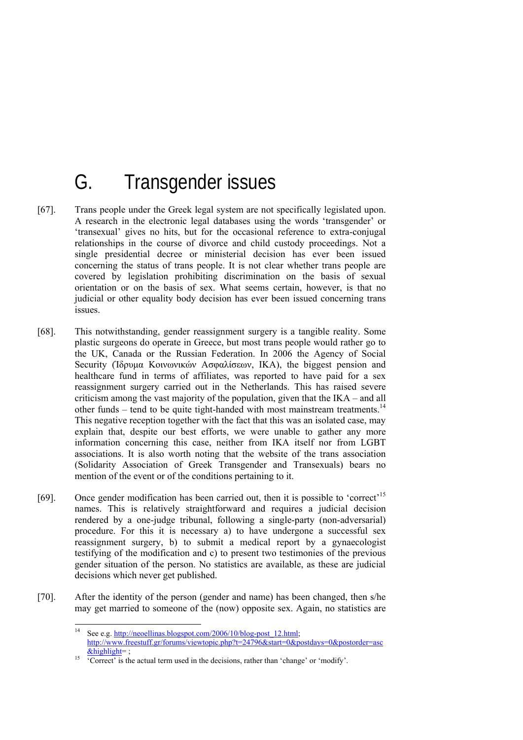# G. Transgender issues

[67]. Trans people under the Greek legal system are not specifically legislated upon. A research in the electronic legal databases using the words 'transgender' or 'transexual' gives no hits, but for the occasional reference to extra-conjugal relationships in the course of divorce and child custody proceedings. Not a single presidential decree or ministerial decision has ever been issued concerning the status of trans people. It is not clear whether trans people are covered by legislation prohibiting discrimination on the basis of sexual orientation or on the basis of sex. What seems certain, however, is that no judicial or other equality body decision has ever been issued concerning trans issues.

[68]. This notwithstanding, gender reassignment surgery is a tangible reality. Some plastic surgeons do operate in Greece, but most trans people would rather go to the UK, Canada or the Russian Federation. In 2006 the Agency of Social Security (Ίδρυμα Κοινωνικών Ασφαλίσεων, IKA), the biggest pension and healthcare fund in terms of affiliates, was reported to have paid for a sex reassignment surgery carried out in the Netherlands. This has raised severe criticism among the vast majority of the population, given that the IKA – and all other funds – tend to be quite tight-handed with most mainstream treatments.[14] This negative reception together with the fact that this was an isolated case, may explain that, despite our best efforts, we were unable to gather any more information concerning this case, neither from IKA itself nor from LGBT associations. It is also worth noting that the website of the trans association (Solidarity Association of Greek Transgender and Transexuals) bears no mention of the event or of the conditions pertaining to it.

[69]. Once gender modification has been carried out, then it is possible to 'correct'[15] names. This is relatively straightforward and requires a judicial decision rendered by a one-judge tribunal, following a single-party (non-adversarial) procedure. For this it is necessary a) to have undergone a successful sex reassignment surgery, b) to submit a medical report by a gynaecologist testifying of the modification and c) to present two testimonies of the previous gender situation of the person. No statistics are available, as these are judicial decisions which never get published.

[70]. After the identity of the person (gender and name) has been changed, then s/he may get married to someone of the (now) opposite sex. Again, no statistics are

---

[14] See e.g. http://neoellinas.blogspot.com/2006/10/blog-post_12.html; http://www.freestuff.gr/forums/viewtopic.php?t=24796&start=0&postdays=0&postorder=asc&highlight= ;

[15] 'Correct' is the actual term used in the decisions, rather than 'change' or 'modify'.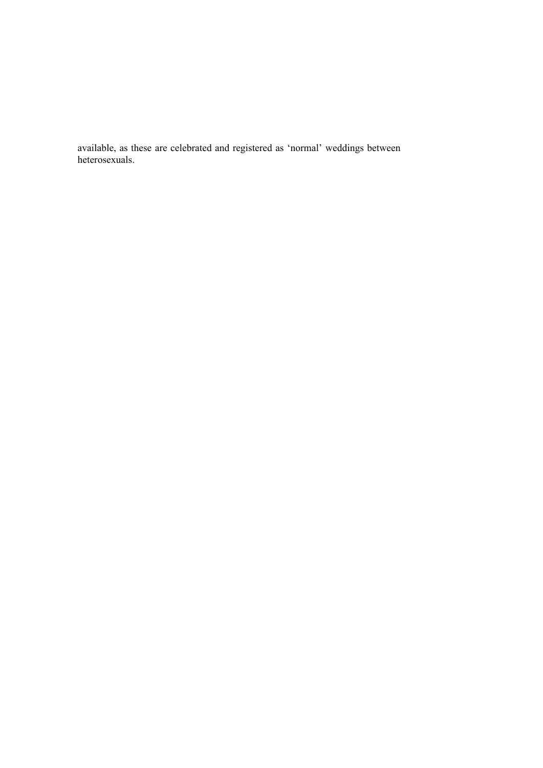available, as these are celebrated and registered as ‘normal’ weddings between heterosexuals.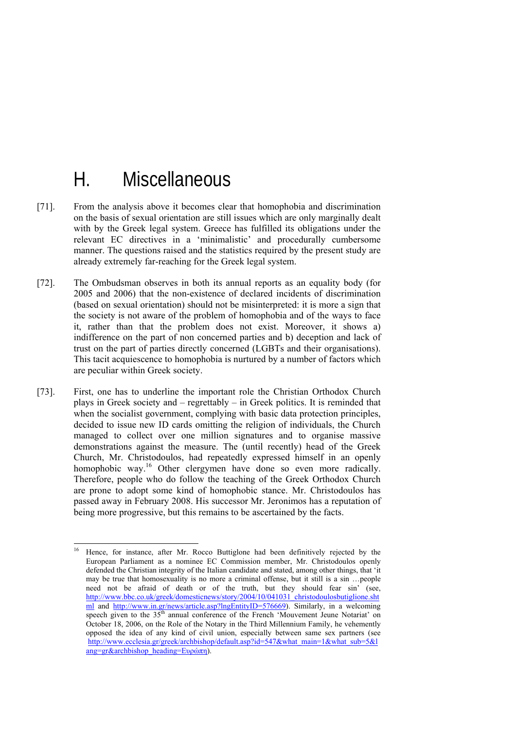# H. Miscellaneous

[71]. From the analysis above it becomes clear that homophobia and discrimination on the basis of sexual orientation are still issues which are only marginally dealt with by the Greek legal system. Greece has fulfilled its obligations under the relevant EC directives in a 'minimalistic' and procedurally cumbersome manner. The questions raised and the statistics required by the present study are already extremely far-reaching for the Greek legal system.

[72]. The Ombudsman observes in both its annual reports as an equality body (for 2005 and 2006) that the non-existence of declared incidents of discrimination (based on sexual orientation) should not be misinterpreted: it is more a sign that the society is not aware of the problem of homophobia and of the ways to face it, rather than that the problem does not exist. Moreover, it shows a) indifference on the part of non concerned parties and b) deception and lack of trust on the part of parties directly concerned (LGBTs and their organisations). This tacit acquiescence to homophobia is nurtured by a number of factors which are peculiar within Greek society.

[73]. First, one has to underline the important role the Christian Orthodox Church plays in Greek society and – regrettably – in Greek politics. It is reminded that when the socialist government, complying with basic data protection principles, decided to issue new ID cards omitting the religion of individuals, the Church managed to collect over one million signatures and to organise massive demonstrations against the measure. The (until recently) head of the Greek Church, Mr. Christodoulos, had repeatedly expressed himself in an openly homophobic way.[16] Other clergymen have done so even more radically. Therefore, people who do follow the teaching of the Greek Orthodox Church are prone to adopt some kind of homophobic stance. Mr. Christodoulos has passed away in February 2008. His successor Mr. Jeronimos has a reputation of being more progressive, but this remains to be ascertained by the facts.

---

[16] Hence, for instance, after Mr. Rocco Buttiglone had been definitively rejected by the European Parliament as a nominee EC Commission member, Mr. Christodoulos openly defended the Christian integrity of the Italian candidate and stated, among other things, that 'it may be true that homosexuality is no more a criminal offense, but it still is a sin …people need not be afraid of death or of the truth, but they should fear sin' (see, http://www.bbc.co.uk/greek/domesticnews/story/2004/10/041031_christodoulosbutiglione.shtml and http://www.in.gr/news/article.asp?lngEntityID=576669). Similarly, in a welcoming speech given to the 35th annual conference of the French 'Mouvement Jeune Notariat' on October 18, 2006, on the Role of the Notary in the Third Millennium Family, he vehemently opposed the idea of any kind of civil union, especially between same sex partners (see http://www.ecclesia.gr/greek/archbishop/default.asp?id=547&what_main=1&what_sub=5&lang=gr&archbishop_heading=Ευρώπη).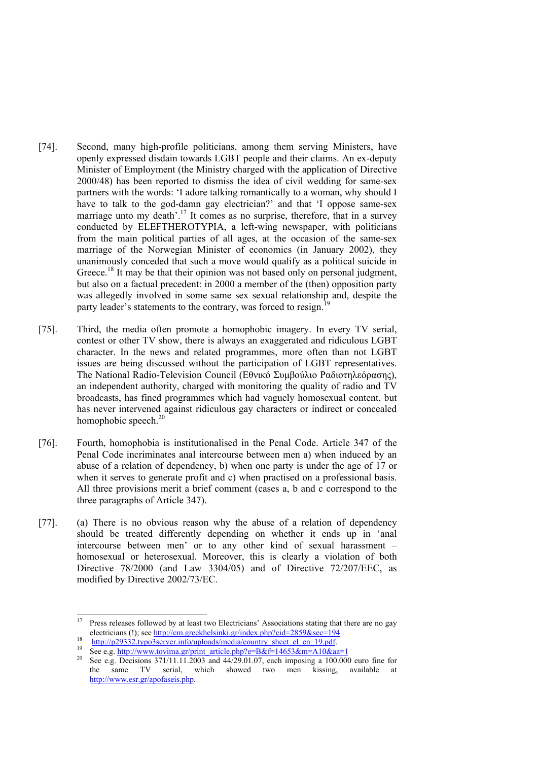[74]. Second, many high-profile politicians, among them serving Ministers, have openly expressed disdain towards LGBT people and their claims. An ex-deputy Minister of Employment (the Ministry charged with the application of Directive 2000/48) has been reported to dismiss the idea of civil wedding for same-sex partners with the words: 'I adore talking romantically to a woman, why should I have to talk to the god-damn gay electrician?' and that 'I oppose same-sex marriage unto my death'.[17] It comes as no surprise, therefore, that in a survey conducted by ELEFTHEROTYPIA, a left-wing newspaper, with politicians from the main political parties of all ages, at the occasion of the same-sex marriage of the Norwegian Minister of economics (in January 2002), they unanimously conceded that such a move would qualify as a political suicide in Greece.[18] It may be that their opinion was not based only on personal judgment, but also on a factual precedent: in 2000 a member of the (then) opposition party was allegedly involved in some same sex sexual relationship and, despite the party leader's statements to the contrary, was forced to resign.[19]

[75]. Third, the media often promote a homophobic imagery. In every TV serial, contest or other TV show, there is always an exaggerated and ridiculous LGBT character. In the news and related programmes, more often than not LGBT issues are being discussed without the participation of LGBT representatives. The National Radio-Television Council (Εθνικό Συμβούλιο Ραδιοτηλεόρασης), an independent authority, charged with monitoring the quality of radio and TV broadcasts, has fined programmes which had vaguely homosexual content, but has never intervened against ridiculous gay characters or indirect or concealed homophobic speech.[20]

[76]. Fourth, homophobia is institutionalised in the Penal Code. Article 347 of the Penal Code incriminates anal intercourse between men a) when induced by an abuse of a relation of dependency, b) when one party is under the age of 17 or when it serves to generate profit and c) when practised on a professional basis. All three provisions merit a brief comment (cases a, b and c correspond to the three paragraphs of Article 347).

[77]. (a) There is no obvious reason why the abuse of a relation of dependency should be treated differently depending on whether it ends up in 'anal intercourse between men' or to any other kind of sexual harassment – homosexual or heterosexual. Moreover, this is clearly a violation of both Directive 78/2000 (and Law 3304/05) and of Directive 72/207/EEC, as modified by Directive 2002/73/EC.

---

[17] Press releases followed by at least two Electricians' Associations stating that there are no gay electricians (!); see http://cm.greekhelsinki.gr/index.php?cid=2859&sec=194.

[18] http://p29332.typo3server.info/uploads/media/country_sheet_el_en_19.pdf.

[19] See e.g. http://www.tovima.gr/print_article.php?e=B&f=14653&m=A10&aa=1

[20] See e.g. Decisions 371/11.11.2003 and 44/29.01.07, each imposing a 100.000 euro fine for the same TV serial, which showed two men kissing, available at http://www.esr.gr/apofaseis.php.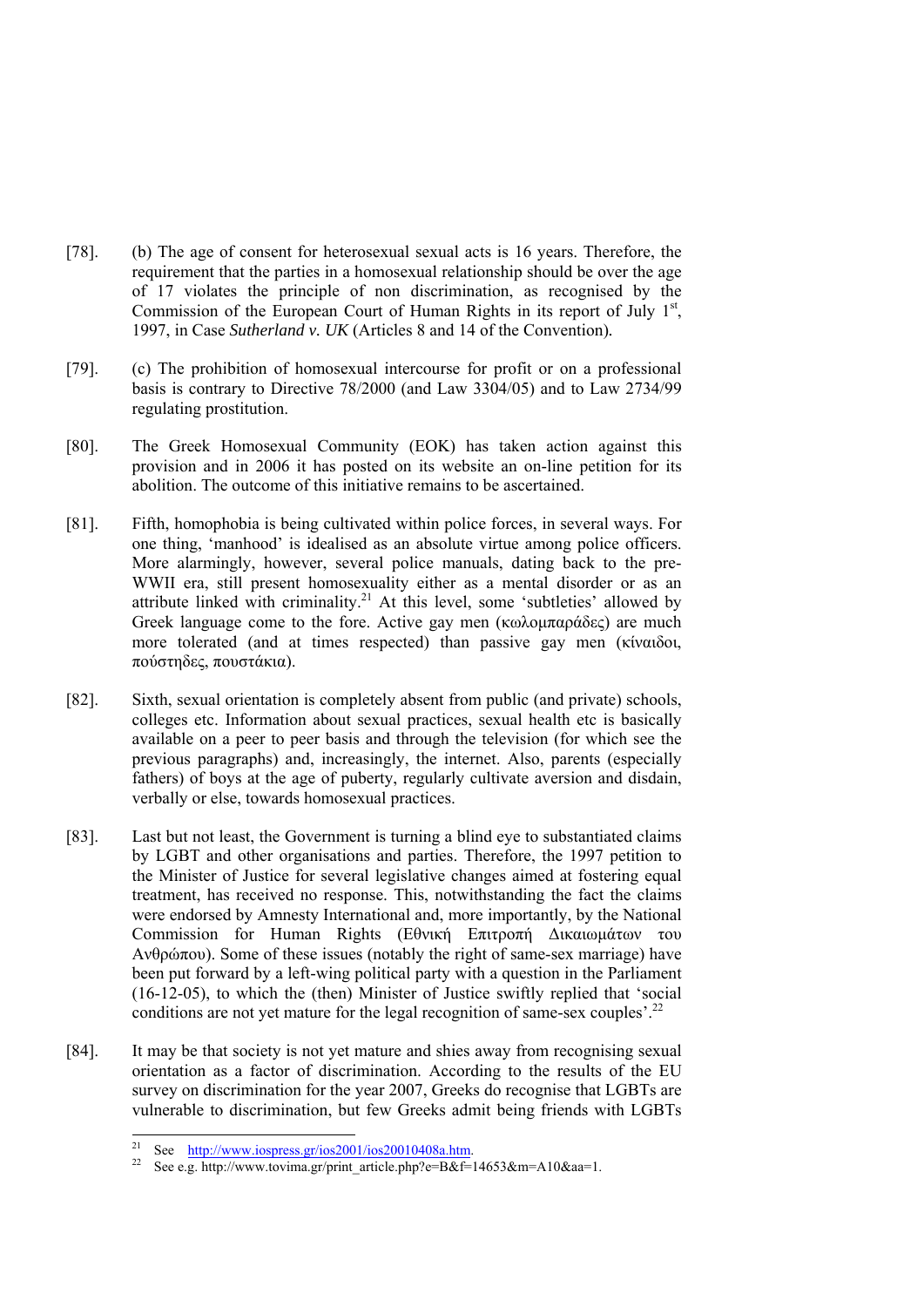[78]. (b) The age of consent for heterosexual sexual acts is 16 years. Therefore, the requirement that the parties in a homosexual relationship should be over the age of 17 violates the principle of non discrimination, as recognised by the Commission of the European Court of Human Rights in its report of July 1st, 1997, in Case *Sutherland v. UK* (Articles 8 and 14 of the Convention).

[79]. (c) The prohibition of homosexual intercourse for profit or on a professional basis is contrary to Directive 78/2000 (and Law 3304/05) and to Law 2734/99 regulating prostitution.

[80]. The Greek Homosexual Community (EOK) has taken action against this provision and in 2006 it has posted on its website an on-line petition for its abolition. The outcome of this initiative remains to be ascertained.

[81]. Fifth, homophobia is being cultivated within police forces, in several ways. For one thing, 'manhood' is idealised as an absolute virtue among police officers. More alarmingly, however, several police manuals, dating back to the pre-WWII era, still present homosexuality either as a mental disorder or as an attribute linked with criminality.[21] At this level, some 'subtleties' allowed by Greek language come to the fore. Active gay men (κωλομπαράδες) are much more tolerated (and at times respected) than passive gay men (κίναιδοι, πούστηδες, πουστάκια).

[82]. Sixth, sexual orientation is completely absent from public (and private) schools, colleges etc. Information about sexual practices, sexual health etc is basically available on a peer to peer basis and through the television (for which see the previous paragraphs) and, increasingly, the internet. Also, parents (especially fathers) of boys at the age of puberty, regularly cultivate aversion and disdain, verbally or else, towards homosexual practices.

[83]. Last but not least, the Government is turning a blind eye to substantiated claims by LGBT and other organisations and parties. Therefore, the 1997 petition to the Minister of Justice for several legislative changes aimed at fostering equal treatment, has received no response. This, notwithstanding the fact the claims were endorsed by Amnesty International and, more importantly, by the National Commission for Human Rights (Εθνική Επιτροπή Δικαιωμάτων του Ανθρώπου). Some of these issues (notably the right of same-sex marriage) have been put forward by a left-wing political party with a question in the Parliament (16-12-05), to which the (then) Minister of Justice swiftly replied that 'social conditions are not yet mature for the legal recognition of same-sex couples'.[22]

[84]. It may be that society is not yet mature and shies away from recognising sexual orientation as a factor of discrimination. According to the results of the EU survey on discrimination for the year 2007, Greeks do recognise that LGBTs are vulnerable to discrimination, but few Greeks admit being friends with LGBTs

---

[21] See http://www.iospress.gr/ios2001/ios20010408a.htm.

[22] See e.g. http://www.tovima.gr/print_article.php?e=B&f=14653&m=A10&aa=1.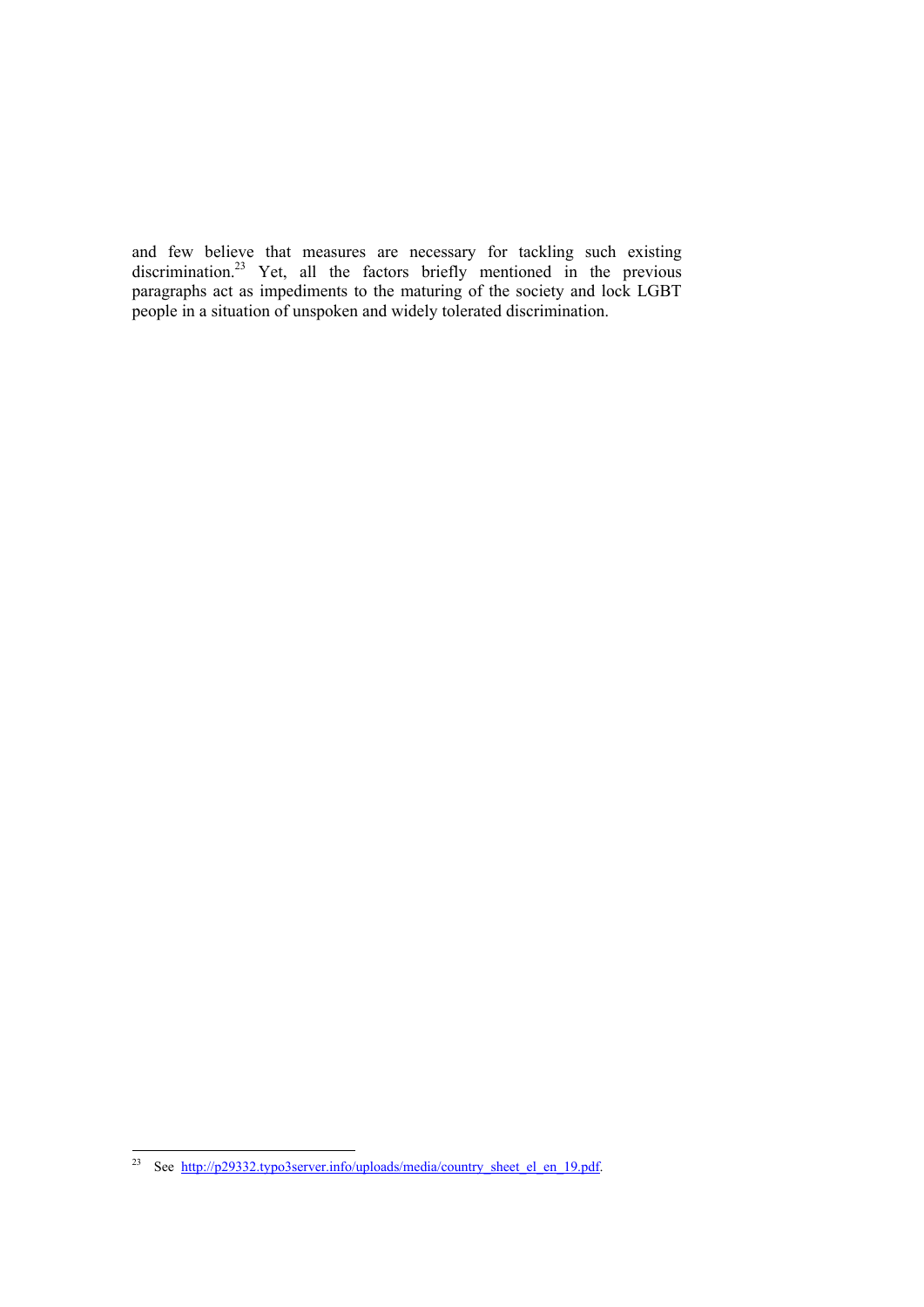and few believe that measures are necessary for tackling such existing discrimination.[23] Yet, all the factors briefly mentioned in the previous paragraphs act as impediments to the maturing of the society and lock LGBT people in a situation of unspoken and widely tolerated discrimination.

---

[23] See http://p29332.typo3server.info/uploads/media/country_sheet_el_en_19.pdf.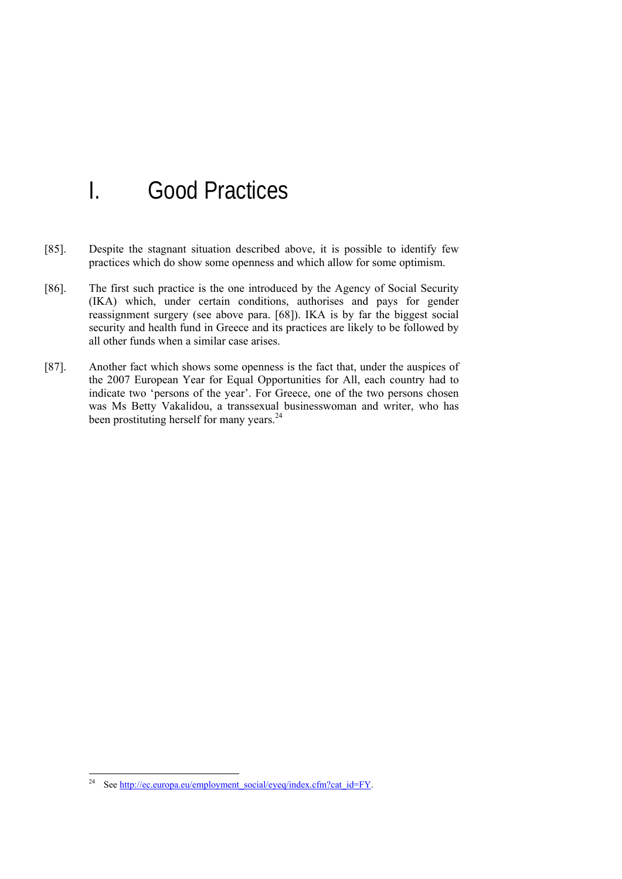# I. Good Practices

[85]. Despite the stagnant situation described above, it is possible to identify few practices which do show some openness and which allow for some optimism.

[86]. The first such practice is the one introduced by the Agency of Social Security (IKA) which, under certain conditions, authorises and pays for gender reassignment surgery (see above para. [68]). IKA is by far the biggest social security and health fund in Greece and its practices are likely to be followed by all other funds when a similar case arises.

[87]. Another fact which shows some openness is the fact that, under the auspices of the 2007 European Year for Equal Opportunities for All, each country had to indicate two 'persons of the year'. For Greece, one of the two persons chosen was Ms Betty Vakalidou, a transsexual businesswoman and writer, who has been prostituting herself for many years.[24]

---

[24] See http://ec.europa.eu/employment_social/eyeq/index.cfm?cat_id=FY.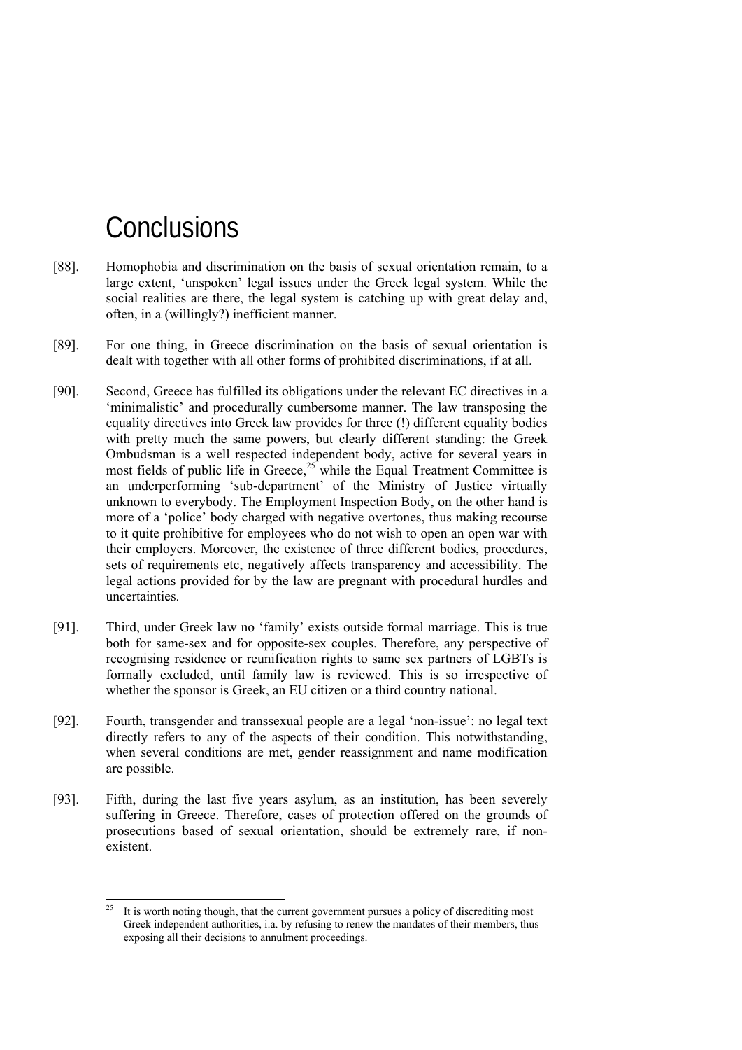# Conclusions

[88]. Homophobia and discrimination on the basis of sexual orientation remain, to a large extent, 'unspoken' legal issues under the Greek legal system. While the social realities are there, the legal system is catching up with great delay and, often, in a (willingly?) inefficient manner.

[89]. For one thing, in Greece discrimination on the basis of sexual orientation is dealt with together with all other forms of prohibited discriminations, if at all.

[90]. Second, Greece has fulfilled its obligations under the relevant EC directives in a 'minimalistic' and procedurally cumbersome manner. The law transposing the equality directives into Greek law provides for three (!) different equality bodies with pretty much the same powers, but clearly different standing: the Greek Ombudsman is a well respected independent body, active for several years in most fields of public life in Greece,[25] while the Equal Treatment Committee is an underperforming 'sub-department' of the Ministry of Justice virtually unknown to everybody. The Employment Inspection Body, on the other hand is more of a 'police' body charged with negative overtones, thus making recourse to it quite prohibitive for employees who do not wish to open an open war with their employers. Moreover, the existence of three different bodies, procedures, sets of requirements etc, negatively affects transparency and accessibility. The legal actions provided for by the law are pregnant with procedural hurdles and uncertainties.

[91]. Third, under Greek law no 'family' exists outside formal marriage. This is true both for same-sex and for opposite-sex couples. Therefore, any perspective of recognising residence or reunification rights to same sex partners of LGBTs is formally excluded, until family law is reviewed. This is so irrespective of whether the sponsor is Greek, an EU citizen or a third country national.

[92]. Fourth, transgender and transsexual people are a legal 'non-issue': no legal text directly refers to any of the aspects of their condition. This notwithstanding, when several conditions are met, gender reassignment and name modification are possible.

[93]. Fifth, during the last five years asylum, as an institution, has been severely suffering in Greece. Therefore, cases of protection offered on the grounds of prosecutions based of sexual orientation, should be extremely rare, if non-existent.

---

[25] It is worth noting though, that the current government pursues a policy of discrediting most Greek independent authorities, i.a. by refusing to renew the mandates of their members, thus exposing all their decisions to annulment proceedings.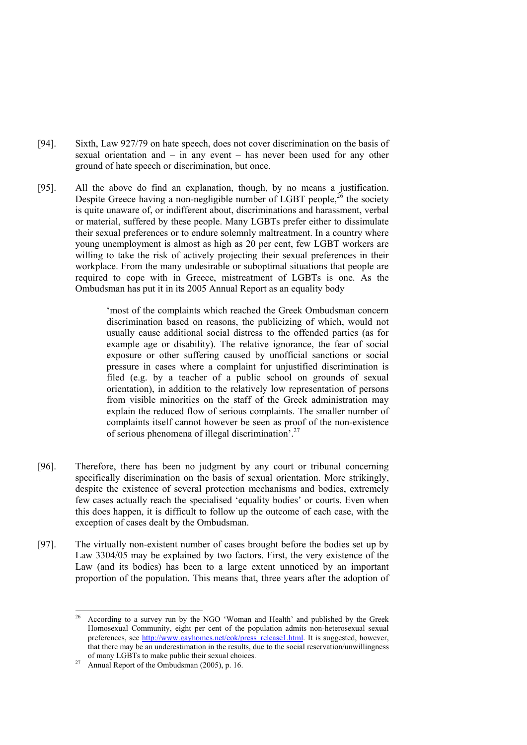[94]. Sixth, Law 927/79 on hate speech, does not cover discrimination on the basis of sexual orientation and – in any event – has never been used for any other ground of hate speech or discrimination, but once.

[95]. All the above do find an explanation, though, by no means a justification. Despite Greece having a non-negligible number of LGBT people,[26] the society is quite unaware of, or indifferent about, discriminations and harassment, verbal or material, suffered by these people. Many LGBTs prefer either to dissimulate their sexual preferences or to endure solemnly maltreatment. In a country where young unemployment is almost as high as 20 per cent, few LGBT workers are willing to take the risk of actively projecting their sexual preferences in their workplace. From the many undesirable or suboptimal situations that people are required to cope with in Greece, mistreatment of LGBTs is one. As the Ombudsman has put it in its 2005 Annual Report as an equality body

> 'most of the complaints which reached the Greek Ombudsman concern discrimination based on reasons, the publicizing of which, would not usually cause additional social distress to the offended parties (as for example age or disability). The relative ignorance, the fear of social exposure or other suffering caused by unofficial sanctions or social pressure in cases where a complaint for unjustified discrimination is filed (e.g. by a teacher of a public school on grounds of sexual orientation), in addition to the relatively low representation of persons from visible minorities on the staff of the Greek administration may explain the reduced flow of serious complaints. The smaller number of complaints itself cannot however be seen as proof of the non-existence of serious phenomena of illegal discrimination'.[27]

[96]. Therefore, there has been no judgment by any court or tribunal concerning specifically discrimination on the basis of sexual orientation. More strikingly, despite the existence of several protection mechanisms and bodies, extremely few cases actually reach the specialised 'equality bodies' or courts. Even when this does happen, it is difficult to follow up the outcome of each case, with the exception of cases dealt by the Ombudsman.

[97]. The virtually non-existent number of cases brought before the bodies set up by Law 3304/05 may be explained by two factors. First, the very existence of the Law (and its bodies) has been to a large extent unnoticed by an important proportion of the population. This means that, three years after the adoption of

---

[26] According to a survey run by the NGO 'Woman and Health' and published by the Greek Homosexual Community, eight per cent of the population admits non-heterosexual sexual preferences, see http://www.gayhomes.net/eok/press_release1.html. It is suggested, however, that there may be an underestimation in the results, due to the social reservation/unwillingness of many LGBTs to make public their sexual choices.

[27] Annual Report of the Ombudsman (2005), p. 16.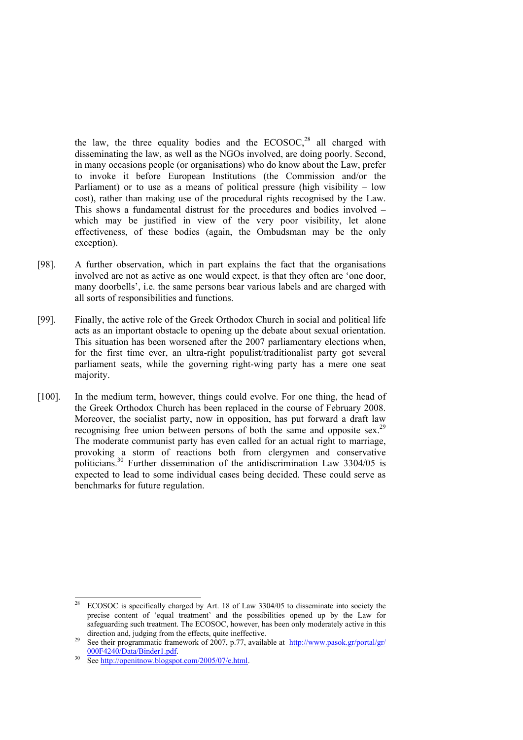the law, the three equality bodies and the ECOSOC,[28] all charged with disseminating the law, as well as the NGOs involved, are doing poorly. Second, in many occasions people (or organisations) who do know about the Law, prefer to invoke it before European Institutions (the Commission and/or the Parliament) or to use as a means of political pressure (high visibility – low cost), rather than making use of the procedural rights recognised by the Law. This shows a fundamental distrust for the procedures and bodies involved – which may be justified in view of the very poor visibility, let alone effectiveness, of these bodies (again, the Ombudsman may be the only exception).

[98]. A further observation, which in part explains the fact that the organisations involved are not as active as one would expect, is that they often are 'one door, many doorbells', i.e. the same persons bear various labels and are charged with all sorts of responsibilities and functions.

[99]. Finally, the active role of the Greek Orthodox Church in social and political life acts as an important obstacle to opening up the debate about sexual orientation. This situation has been worsened after the 2007 parliamentary elections when, for the first time ever, an ultra-right populist/traditionalist party got several parliament seats, while the governing right-wing party has a mere one seat majority.

[100]. In the medium term, however, things could evolve. For one thing, the head of the Greek Orthodox Church has been replaced in the course of February 2008. Moreover, the socialist party, now in opposition, has put forward a draft law recognising free union between persons of both the same and opposite sex.[29] The moderate communist party has even called for an actual right to marriage, provoking a storm of reactions both from clergymen and conservative politicians.[30] Further dissemination of the antidiscrimination Law 3304/05 is expected to lead to some individual cases being decided. These could serve as benchmarks for future regulation.

---

[28] ECOSOC is specifically charged by Art. 18 of Law 3304/05 to disseminate into society the precise content of 'equal treatment' and the possibilities opened up by the Law for safeguarding such treatment. The ECOSOC, however, has been only moderately active in this direction and, judging from the effects, quite ineffective.

[29] See their programmatic framework of 2007, p.77, available at http://www.pasok.gr/portal/gr/000F4240/Data/Binder1.pdf.

[30] See http://openitnow.blogspot.com/2005/07/e.html.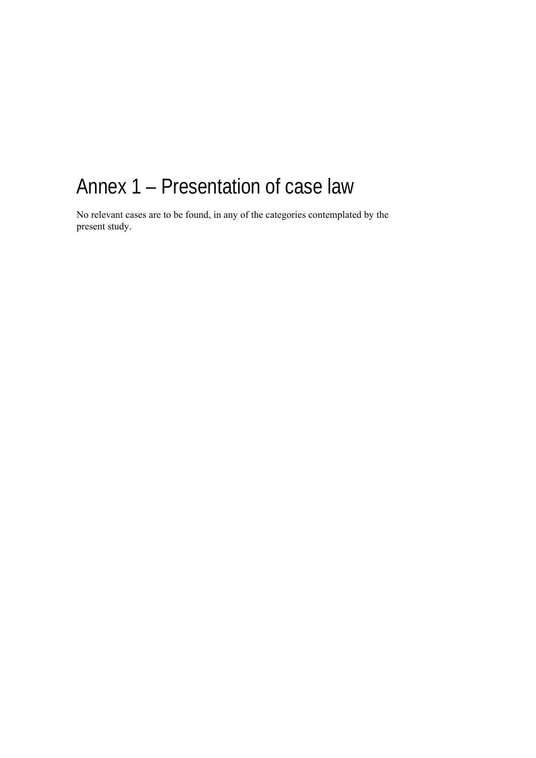# Annex 1 – Presentation of case law

No relevant cases are to be found, in any of the categories contemplated by the present study.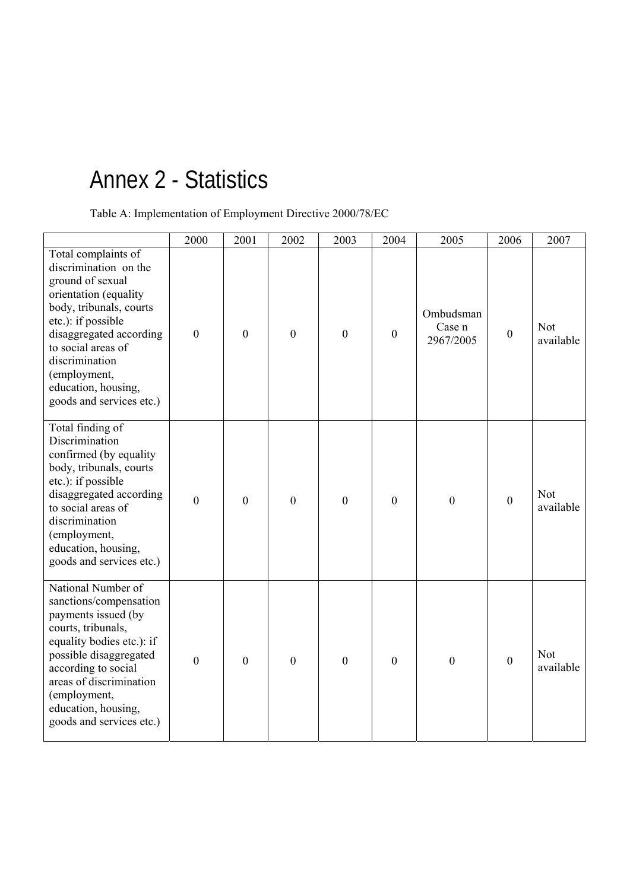# Annex 2 - Statistics

Table A: Implementation of Employment Directive 2000/78/EC

| | 2000 | 2001 | 2002 | 2003 | 2004 | 2005 | 2006 | 2007 |
|---|---|---|---|---|---|---|---|---|
| Total complaints of discrimination on the ground of sexual orientation (equality body, tribunals, courts etc.): if possible disaggregated according to social areas of discrimination (employment, education, housing, goods and services etc.) | 0 | 0 | 0 | 0 | 0 | Ombudsman Case n 2967/2005 | 0 | Not available |
| Total finding of Discrimination confirmed (by equality body, tribunals, courts etc.): if possible disaggregated according to social areas of discrimination (employment, education, housing, goods and services etc.) | 0 | 0 | 0 | 0 | 0 | 0 | 0 | Not available |
| National Number of sanctions/compensation payments issued (by courts, tribunals, equality bodies etc.): if possible disaggregated according to social areas of discrimination (employment, education, housing, goods and services etc.) | 0 | 0 | 0 | 0 | 0 | 0 | 0 | Not available |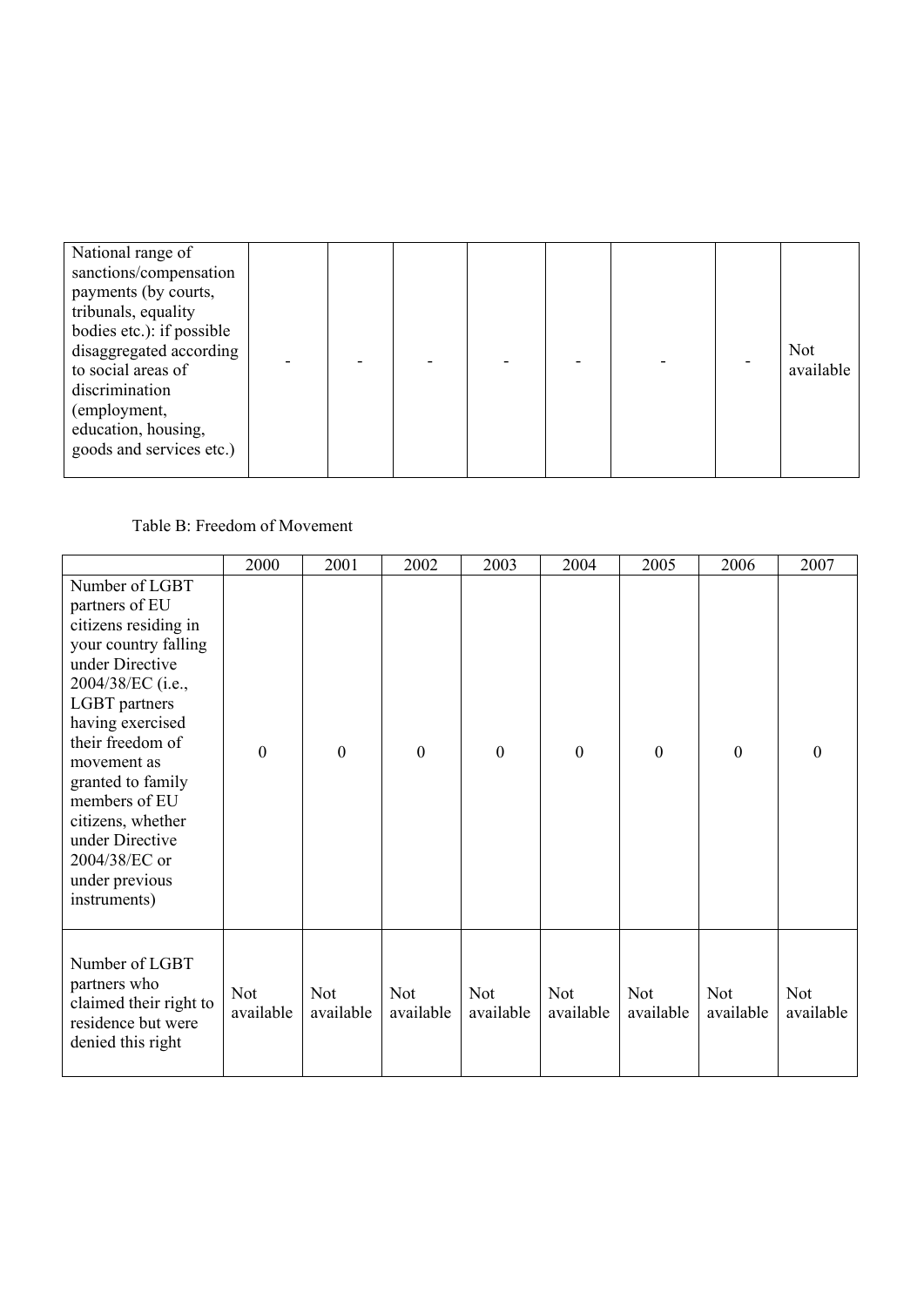| National range of sanctions/compensation payments (by courts, tribunals, equality bodies etc.): if possible disaggregated according to social areas of discrimination (employment, education, housing, goods and services etc.) | - | - | - | - | - | - | - | Not available |
|---|---|---|---|---|---|---|---|---|

Table B: Freedom of Movement

| | 2000 | 2001 | 2002 | 2003 | 2004 | 2005 | 2006 | 2007 |
|---|---|---|---|---|---|---|---|---|
| Number of LGBT partners of EU citizens residing in your country falling under Directive 2004/38/EC (i.e., LGBT partners having exercised their freedom of movement as granted to family members of EU citizens, whether under Directive 2004/38/EC or under previous instruments) | 0 | 0 | 0 | 0 | 0 | 0 | 0 | 0 |
| Number of LGBT partners who claimed their right to residence but were denied this right | Not available | Not available | Not available | Not available | Not available | Not available | Not available | Not available |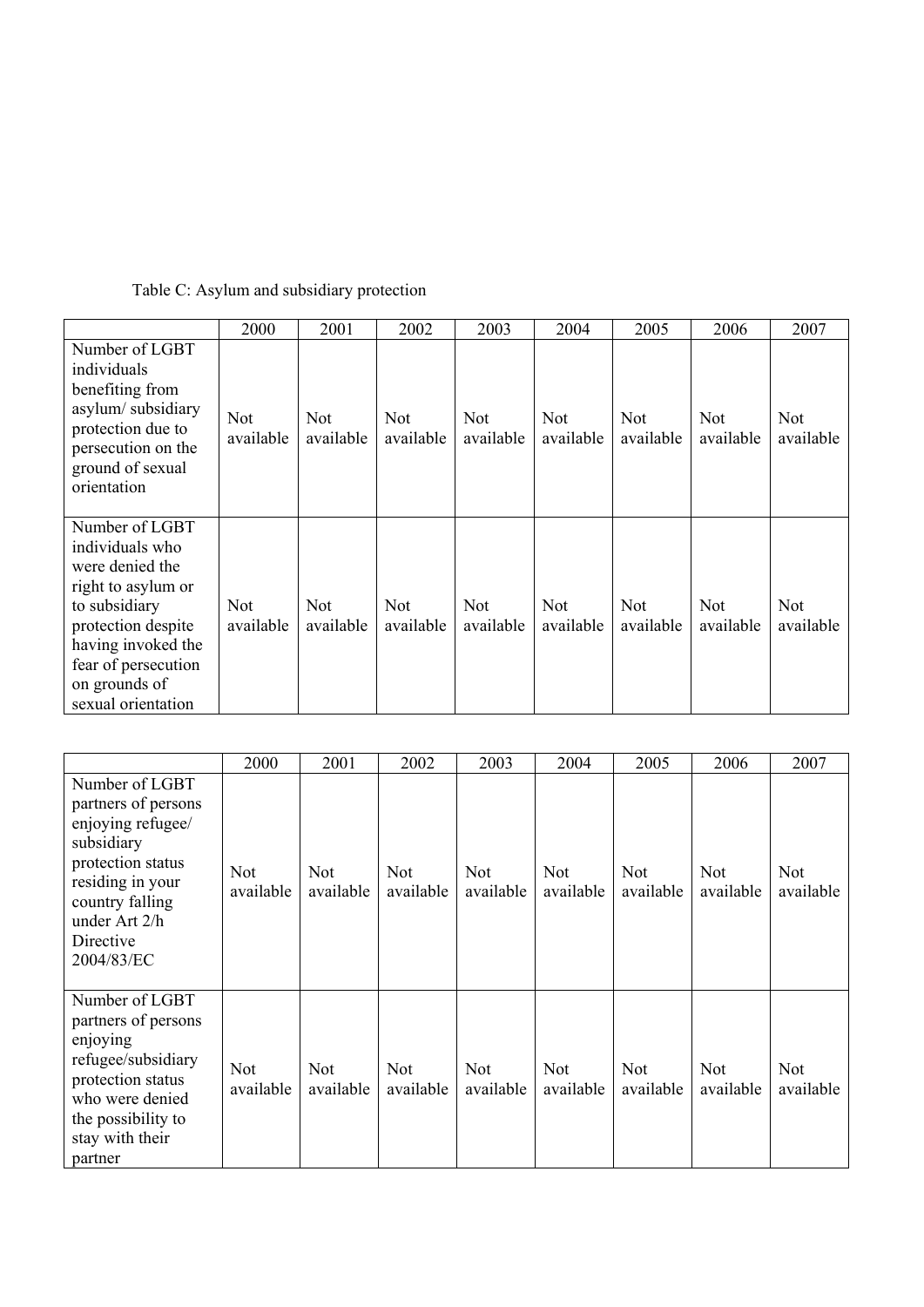Table C: Asylum and subsidiary protection

| | 2000 | 2001 | 2002 | 2003 | 2004 | 2005 | 2006 | 2007 |
|---|---|---|---|---|---|---|---|---|
| Number of LGBT individuals benefiting from asylum/ subsidiary protection due to persecution on the ground of sexual orientation | Not available | Not available | Not available | Not available | Not available | Not available | Not available | Not available |
| Number of LGBT individuals who were denied the right to asylum or to subsidiary protection despite having invoked the fear of persecution on grounds of sexual orientation | Not available | Not available | Not available | Not available | Not available | Not available | Not available | Not available |

| | 2000 | 2001 | 2002 | 2003 | 2004 | 2005 | 2006 | 2007 |
|---|---|---|---|---|---|---|---|---|
| Number of LGBT partners of persons enjoying refugee/ subsidiary protection status residing in your country falling under Art 2/h Directive 2004/83/EC | Not available | Not available | Not available | Not available | Not available | Not available | Not available | Not available |
| Number of LGBT partners of persons enjoying refugee/subsidiary protection status who were denied the possibility to stay with their partner | Not available | Not available | Not available | Not available | Not available | Not available | Not available | Not available |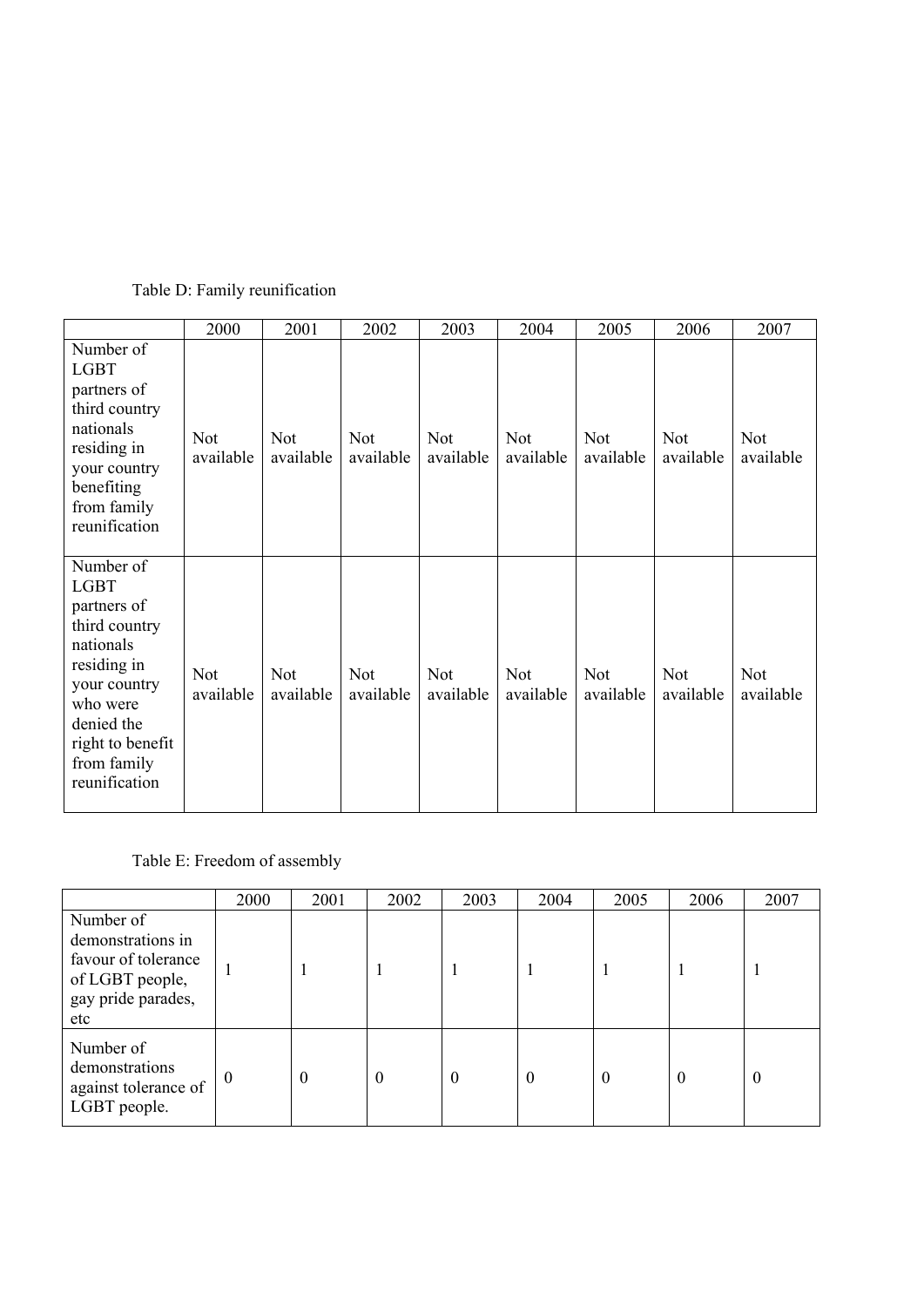Table D: Family reunification

| | 2000 | 2001 | 2002 | 2003 | 2004 | 2005 | 2006 | 2007 |
|---|---|---|---|---|---|---|---|---|
| Number of LGBT partners of third country nationals residing in your country benefiting from family reunification | Not available | Not available | Not available | Not available | Not available | Not available | Not available | Not available |
| Number of LGBT partners of third country nationals residing in your country who were denied the right to benefit from family reunification | Not available | Not available | Not available | Not available | Not available | Not available | Not available | Not available |

Table E: Freedom of assembly

| | 2000 | 2001 | 2002 | 2003 | 2004 | 2005 | 2006 | 2007 |
|---|---|---|---|---|---|---|---|---|
| Number of demonstrations in favour of tolerance of LGBT people, gay pride parades, etc | 1 | 1 | 1 | 1 | 1 | 1 | 1 | 1 |
| Number of demonstrations against tolerance of LGBT people. | 0 | 0 | 0 | 0 | 0 | 0 | 0 | 0 |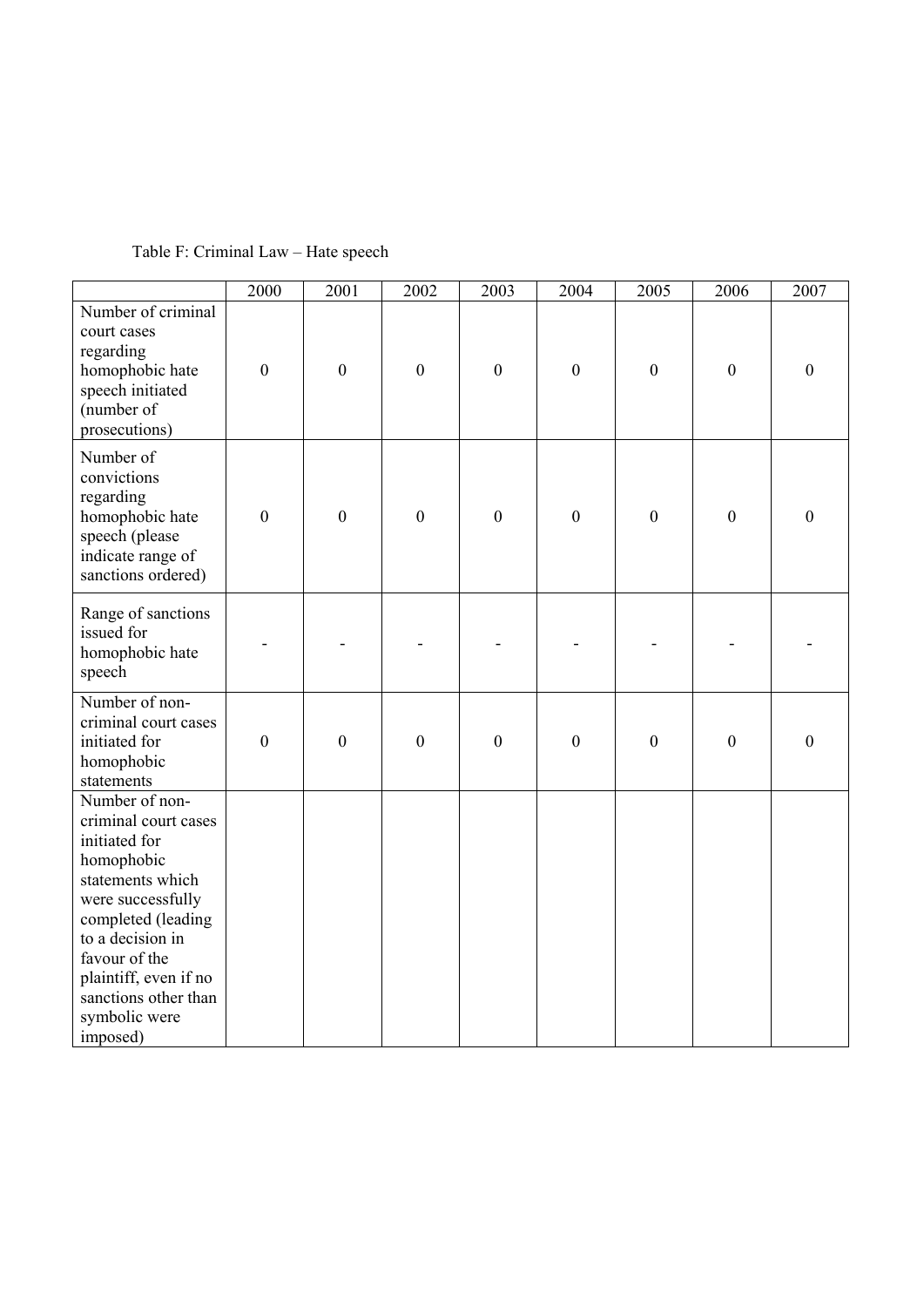Table F: Criminal Law – Hate speech

| | 2000 | 2001 | 2002 | 2003 | 2004 | 2005 | 2006 | 2007 |
|---|---|---|---|---|---|---|---|---|
| Number of criminal court cases regarding homophobic hate speech initiated (number of prosecutions) | 0 | 0 | 0 | 0 | 0 | 0 | 0 | 0 |
| Number of convictions regarding homophobic hate speech (please indicate range of sanctions ordered) | 0 | 0 | 0 | 0 | 0 | 0 | 0 | 0 |
| Range of sanctions issued for homophobic hate speech | - | - | - | - | - | - | - | - |
| Number of non-criminal court cases initiated for homophobic statements | 0 | 0 | 0 | 0 | 0 | 0 | 0 | 0 |
| Number of non-criminal court cases initiated for homophobic statements which were successfully completed (leading to a decision in favour of the plaintiff, even if no sanctions other than symbolic were imposed) | | | | | | | | |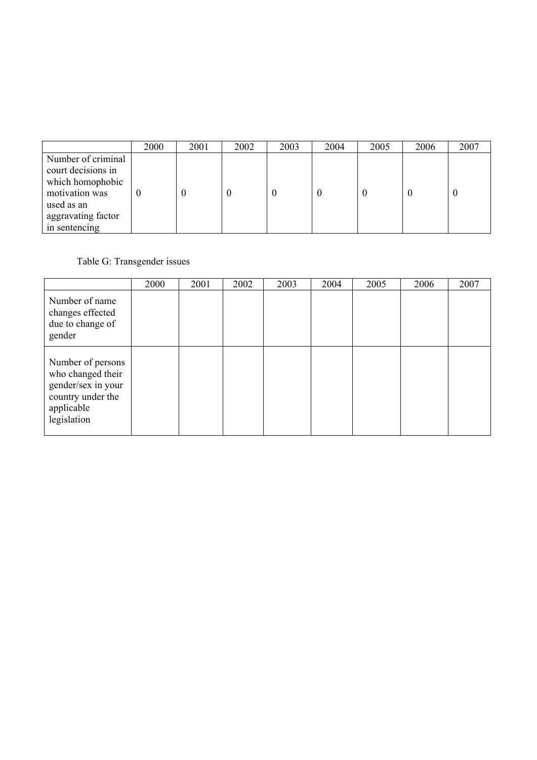| | 2000 | 2001 | 2002 | 2003 | 2004 | 2005 | 2006 | 2007 |
|---|---|---|---|---|---|---|---|---|
| Number of criminal court decisions in which homophobic motivation was used as an aggravating factor in sentencing | 0 | 0 | 0 | 0 | 0 | 0 | 0 | 0 |

Table G: Transgender issues

| | 2000 | 2001 | 2002 | 2003 | 2004 | 2005 | 2006 | 2007 |
|---|---|---|---|---|---|---|---|---|
| Number of name changes effected due to change of gender | | | | | | | | |
| Number of persons who changed their gender/sex in your country under the applicable legislation | | | | | | | | |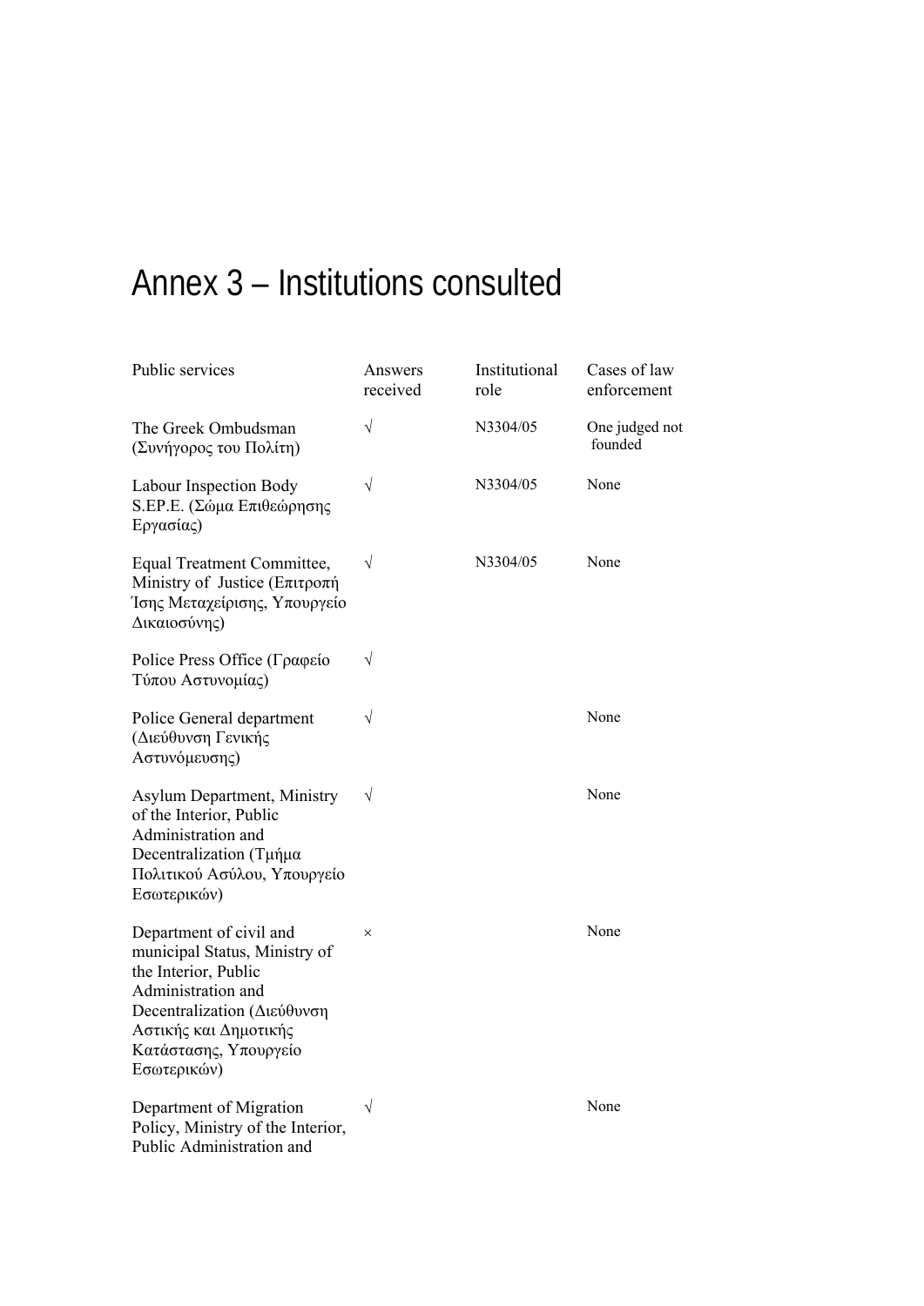# Annex 3 – Institutions consulted

| Public services | Answers received | Institutional role | Cases of law enforcement |
|---|---|---|---|
| The Greek Ombudsman (Συνήγορος του Πολίτη) | √ | N3304/05 | One judged not founded |
| Labour Inspection Body S.EP.E. (Σώμα Επιθεώρησης Εργασίας) | √ | N3304/05 | None |
| Equal Treatment Committee, Ministry of Justice (Επιτροπή Ίσης Μεταχείρισης, Υπουργείο Δικαιοσύνης) | √ | N3304/05 | None |
| Police Press Office (Γραφείο Τύπου Αστυνομίας) | √ | | |
| Police General department (Διεύθυνση Γενικής Αστυνόμευσης) | √ | | None |
| Asylum Department, Ministry of the Interior, Public Administration and Decentralization (Τμήμα Πολιτικού Ασύλου, Υπουργείο Εσωτερικών) | √ | | None |
| Department of civil and municipal Status, Ministry of the Interior, Public Administration and Decentralization (Διεύθυνση Αστικής και Δημοτικής Κατάστασης, Υπουργείο Εσωτερικών) | × | | None |
| Department of Migration Policy, Ministry of the Interior, Public Administration and | √ | | None |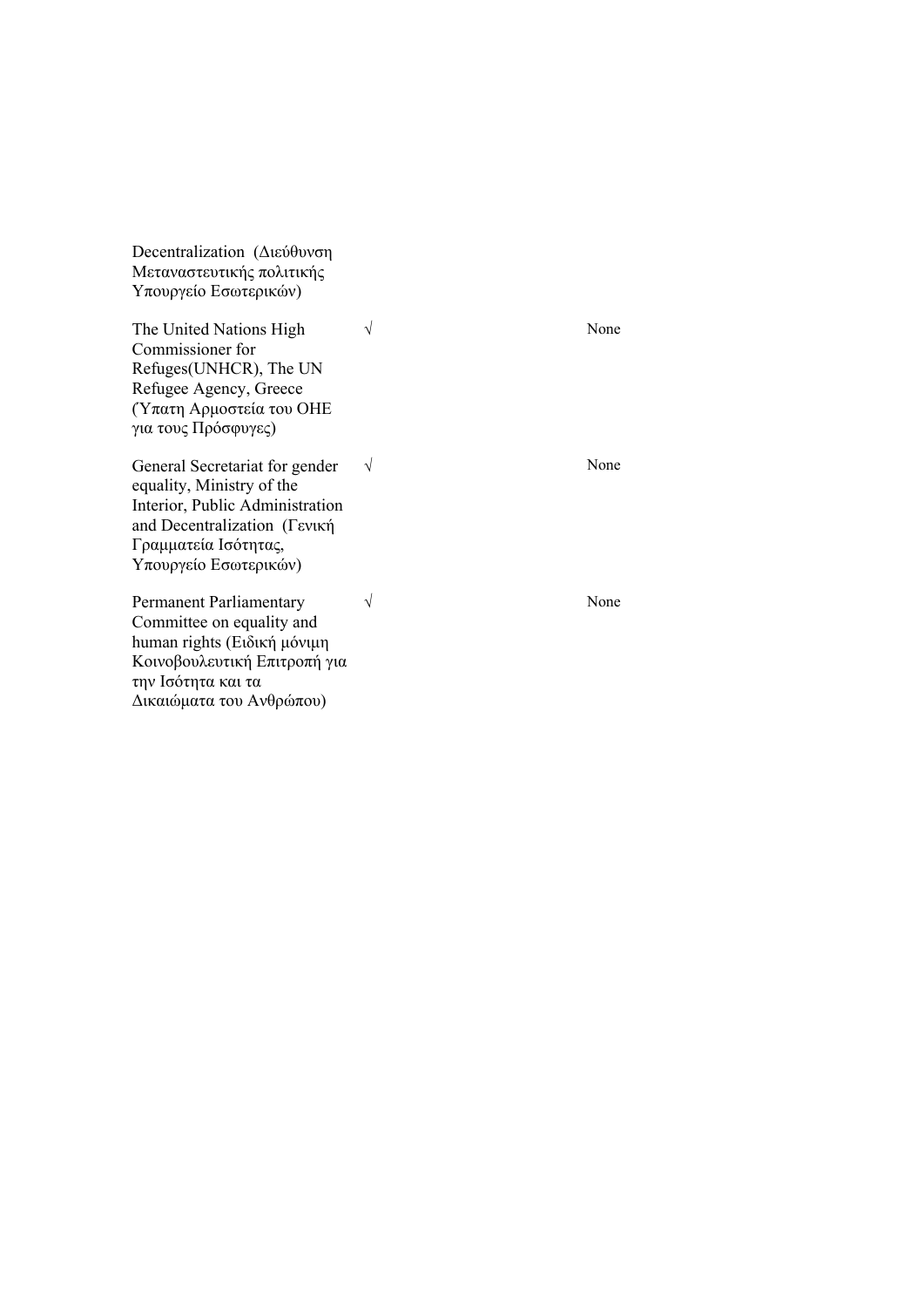| | | |
|---|---|---|
| Decentralization (Διεύθυνση Μεταναστευτικής πολιτικής Υπουργείο Εσωτερικών) | | |
| The United Nations High Commissioner for Refuges(UNHCR), The UN Refugee Agency, Greece (Ύπατη Αρμοστεία του ΟΗΕ για τους Πρόσφυγες) | √ | None |
| General Secretariat for gender equality, Ministry of the Interior, Public Administration and Decentralization (Γενική Γραμματεία Ισότητας, Υπουργείο Εσωτερικών) | √ | None |
| Permanent Parliamentary Committee on equality and human rights (Ειδική μόνιμη Κοινοβουλευτική Επιτροπή για την Ισότητα και τα Δικαιώματα του Ανθρώπου) | √ | None |